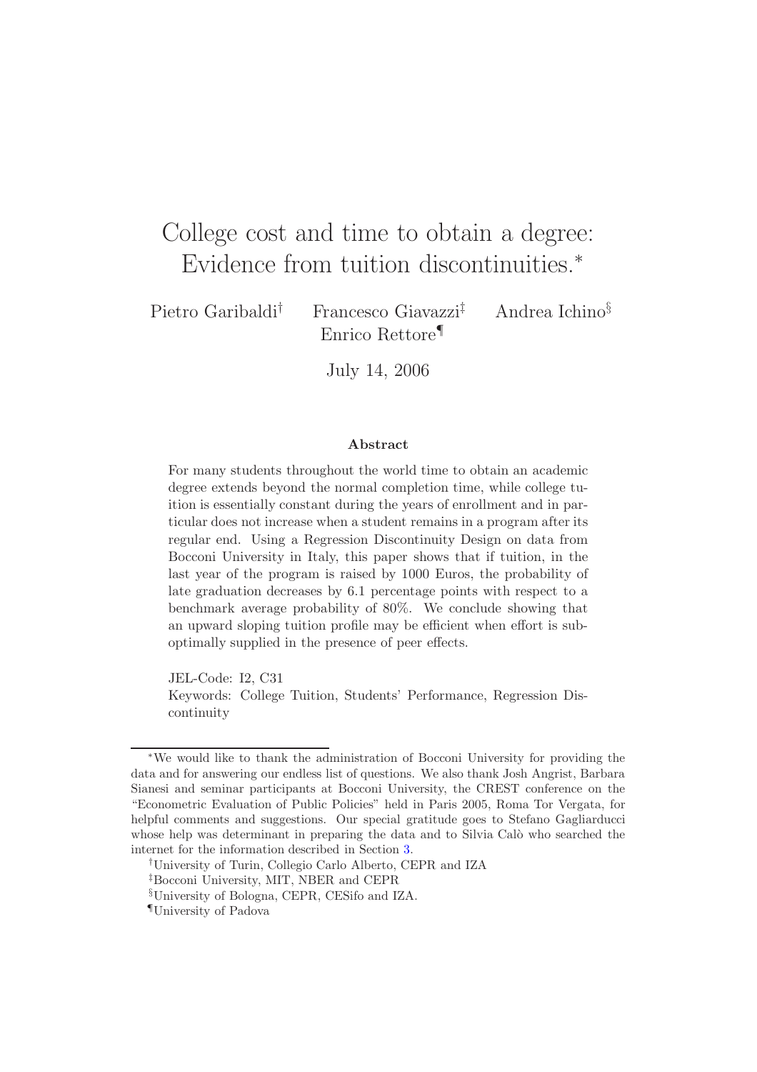# College cost and time to obtain a degree: Evidence from tuition discontinuities.*

Pietro Garibaldi[†] Francesco Giavazzi[‡] Andrea Ichino[§] Enrico Rettore[¶]

July 14, 2006

### Abstract

For many students throughout the world time to obtain an academic degree extends beyond the normal completion time, while college tuition is essentially constant during the years of enrollment and in particular does not increase when a student remains in a program after its regular end. Using a Regression Discontinuity Design on data from Bocconi University in Italy, this paper shows that if tuition, in the last year of the program is raised by 1000 Euros, the probability of late graduation decreases by 6.1 percentage points with respect to a benchmark average probability of 80%. We conclude showing that an upward sloping tuition profile may be efficient when effort is suboptimally supplied in the presence of peer effects.

JEL-Code: I2, C31

Keywords: College Tuition, Students' Performance, Regression Discontinuity

---

*We would like to thank the administration of Bocconi University for providing the data and for answering our endless list of questions. We also thank Josh Angrist, Barbara Sianesi and seminar participants at Bocconi University, the CREST conference on the "Econometric Evaluation of Public Policies" held in Paris 2005, Roma Tor Vergata, for helpful comments and suggestions. Our special gratitude goes to Stefano Gagliarducci whose help was determinant in preparing the data and to Silvia Calò who searched the internet for the information described in Section 3.

[†]University of Turin, Collegio Carlo Alberto, CEPR and IZA

[‡]Bocconi University, MIT, NBER and CEPR

[§]University of Bologna, CEPR, CESifo and IZA.

[¶]University of Padova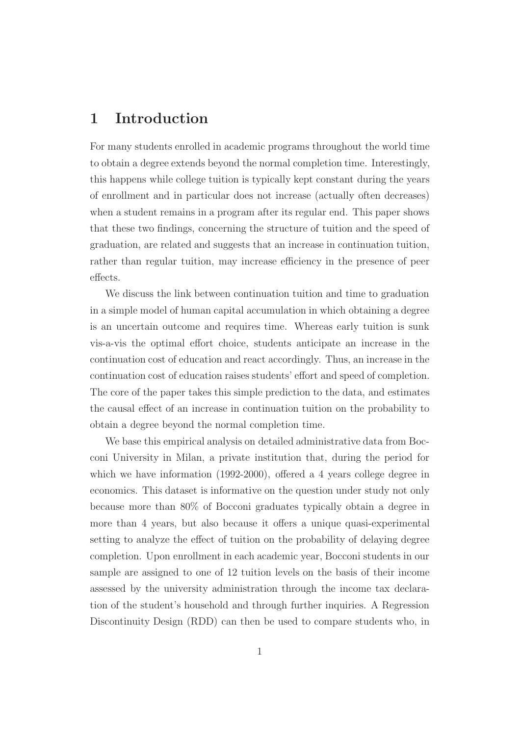# 1 Introduction

For many students enrolled in academic programs throughout the world time to obtain a degree extends beyond the normal completion time. Interestingly, this happens while college tuition is typically kept constant during the years of enrollment and in particular does not increase (actually often decreases) when a student remains in a program after its regular end. This paper shows that these two findings, concerning the structure of tuition and the speed of graduation, are related and suggests that an increase in continuation tuition, rather than regular tuition, may increase efficiency in the presence of peer effects.

We discuss the link between continuation tuition and time to graduation in a simple model of human capital accumulation in which obtaining a degree is an uncertain outcome and requires time. Whereas early tuition is sunk vis-a-vis the optimal effort choice, students anticipate an increase in the continuation cost of education and react accordingly. Thus, an increase in the continuation cost of education raises students' effort and speed of completion. The core of the paper takes this simple prediction to the data, and estimates the causal effect of an increase in continuation tuition on the probability to obtain a degree beyond the normal completion time.

We base this empirical analysis on detailed administrative data from Bocconi University in Milan, a private institution that, during the period for which we have information (1992-2000), offered a 4 years college degree in economics. This dataset is informative on the question under study not only because more than 80% of Bocconi graduates typically obtain a degree in more than 4 years, but also because it offers a unique quasi-experimental setting to analyze the effect of tuition on the probability of delaying degree completion. Upon enrollment in each academic year, Bocconi students in our sample are assigned to one of 12 tuition levels on the basis of their income assessed by the university administration through the income tax declaration of the student's household and through further inquiries. A Regression Discontinuity Design (RDD) can then be used to compare students who, in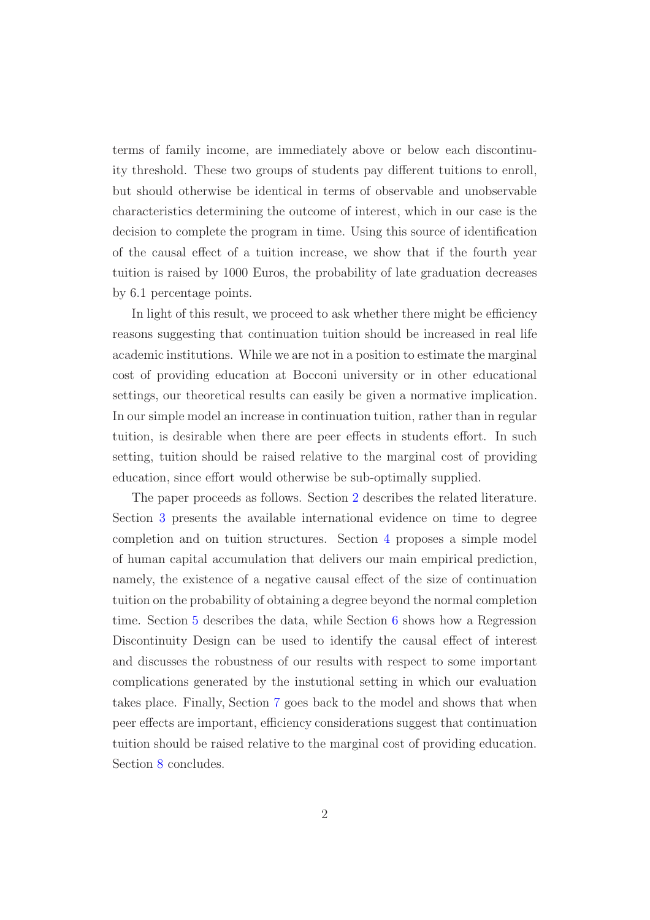terms of family income, are immediately above or below each discontinuity threshold. These two groups of students pay different tuitions to enroll, but should otherwise be identical in terms of observable and unobservable characteristics determining the outcome of interest, which in our case is the decision to complete the program in time. Using this source of identification of the causal effect of a tuition increase, we show that if the fourth year tuition is raised by 1000 Euros, the probability of late graduation decreases by 6.1 percentage points.

In light of this result, we proceed to ask whether there might be efficiency reasons suggesting that continuation tuition should be increased in real life academic institutions. While we are not in a position to estimate the marginal cost of providing education at Bocconi university or in other educational settings, our theoretical results can easily be given a normative implication. In our simple model an increase in continuation tuition, rather than in regular tuition, is desirable when there are peer effects in students effort. In such setting, tuition should be raised relative to the marginal cost of providing education, since effort would otherwise be sub-optimally supplied.

The paper proceeds as follows. Section 2 describes the related literature. Section 3 presents the available international evidence on time to degree completion and on tuition structures. Section 4 proposes a simple model of human capital accumulation that delivers our main empirical prediction, namely, the existence of a negative causal effect of the size of continuation tuition on the probability of obtaining a degree beyond the normal completion time. Section 5 describes the data, while Section 6 shows how a Regression Discontinuity Design can be used to identify the causal effect of interest and discusses the robustness of our results with respect to some important complications generated by the instutional setting in which our evaluation takes place. Finally, Section 7 goes back to the model and shows that when peer effects are important, efficiency considerations suggest that continuation tuition should be raised relative to the marginal cost of providing education. Section 8 concludes.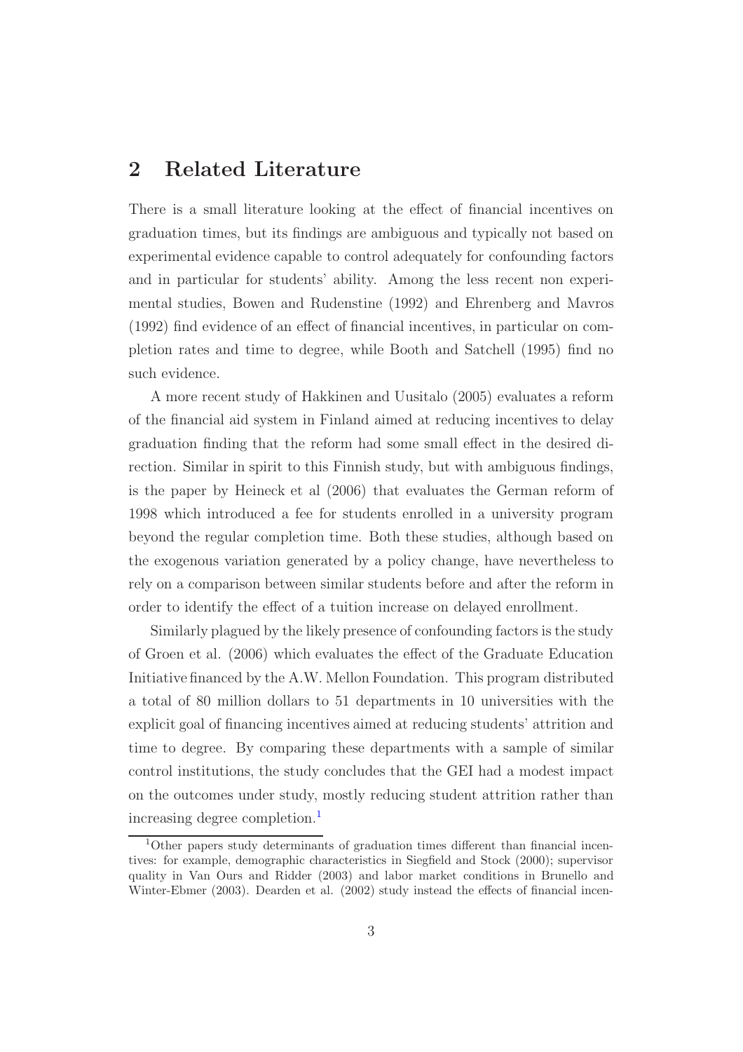## 2 Related Literature

There is a small literature looking at the effect of financial incentives on graduation times, but its findings are ambiguous and typically not based on experimental evidence capable to control adequately for confounding factors and in particular for students' ability. Among the less recent non experimental studies, Bowen and Rudenstine (1992) and Ehrenberg and Mavros (1992) find evidence of an effect of financial incentives, in particular on completion rates and time to degree, while Booth and Satchell (1995) find no such evidence.

A more recent study of Hakkinen and Uusitalo (2005) evaluates a reform of the financial aid system in Finland aimed at reducing incentives to delay graduation finding that the reform had some small effect in the desired direction. Similar in spirit to this Finnish study, but with ambiguous findings, is the paper by Heineck et al (2006) that evaluates the German reform of 1998 which introduced a fee for students enrolled in a university program beyond the regular completion time. Both these studies, although based on the exogenous variation generated by a policy change, have nevertheless to rely on a comparison between similar students before and after the reform in order to identify the effect of a tuition increase on delayed enrollment.

Similarly plagued by the likely presence of confounding factors is the study of Groen et al. (2006) which evaluates the effect of the Graduate Education Initiative financed by the A.W. Mellon Foundation. This program distributed a total of 80 million dollars to 51 departments in 10 universities with the explicit goal of financing incentives aimed at reducing students' attrition and time to degree. By comparing these departments with a sample of similar control institutions, the study concludes that the GEI had a modest impact on the outcomes under study, mostly reducing student attrition rather than increasing degree completion.[1]

[1]Other papers study determinants of graduation times different than financial incentives: for example, demographic characteristics in Siegfield and Stock (2000); supervisor quality in Van Ours and Ridder (2003) and labor market conditions in Brunello and Winter-Ebmer (2003). Dearden et al. (2002) study instead the effects of financial incen-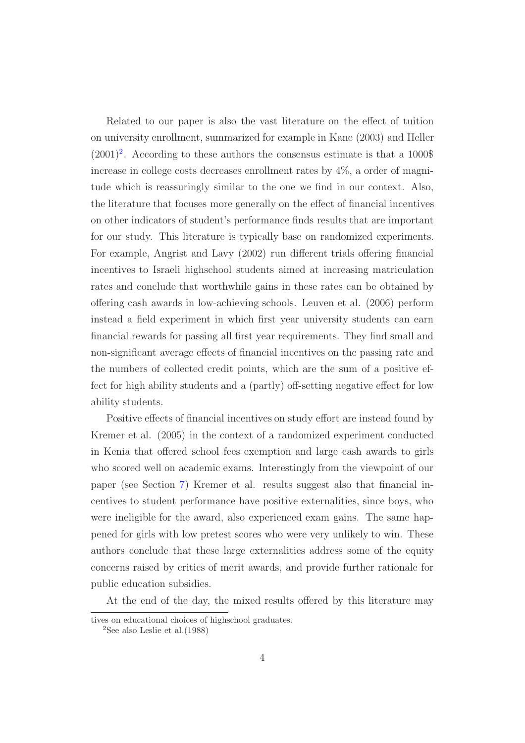Related to our paper is also the vast literature on the effect of tuition on university enrollment, summarized for example in Kane (2003) and Heller (2001)[2]. According to these authors the consensus estimate is that a 1000$ increase in college costs decreases enrollment rates by 4%, a order of magnitude which is reassuringly similar to the one we find in our context. Also, the literature that focuses more generally on the effect of financial incentives on other indicators of student's performance finds results that are important for our study. This literature is typically base on randomized experiments. For example, Angrist and Lavy (2002) run different trials offering financial incentives to Israeli highschool students aimed at increasing matriculation rates and conclude that worthwhile gains in these rates can be obtained by offering cash awards in low-achieving schools. Leuven et al. (2006) perform instead a field experiment in which first year university students can earn financial rewards for passing all first year requirements. They find small and non-significant average effects of financial incentives on the passing rate and the numbers of collected credit points, which are the sum of a positive effect for high ability students and a (partly) off-setting negative effect for low ability students.

Positive effects of financial incentives on study effort are instead found by Kremer et al. (2005) in the context of a randomized experiment conducted in Kenia that offered school fees exemption and large cash awards to girls who scored well on academic exams. Interestingly from the viewpoint of our paper (see Section 7) Kremer et al. results suggest also that financial incentives to student performance have positive externalities, since boys, who were ineligible for the award, also experienced exam gains. The same happened for girls with low pretest scores who were very unlikely to win. These authors conclude that these large externalities address some of the equity concerns raised by critics of merit awards, and provide further rationale for public education subsidies.

At the end of the day, the mixed results offered by this literature may

tives on educational choices of highschool graduates.

[2] See also Leslie et al.(1988)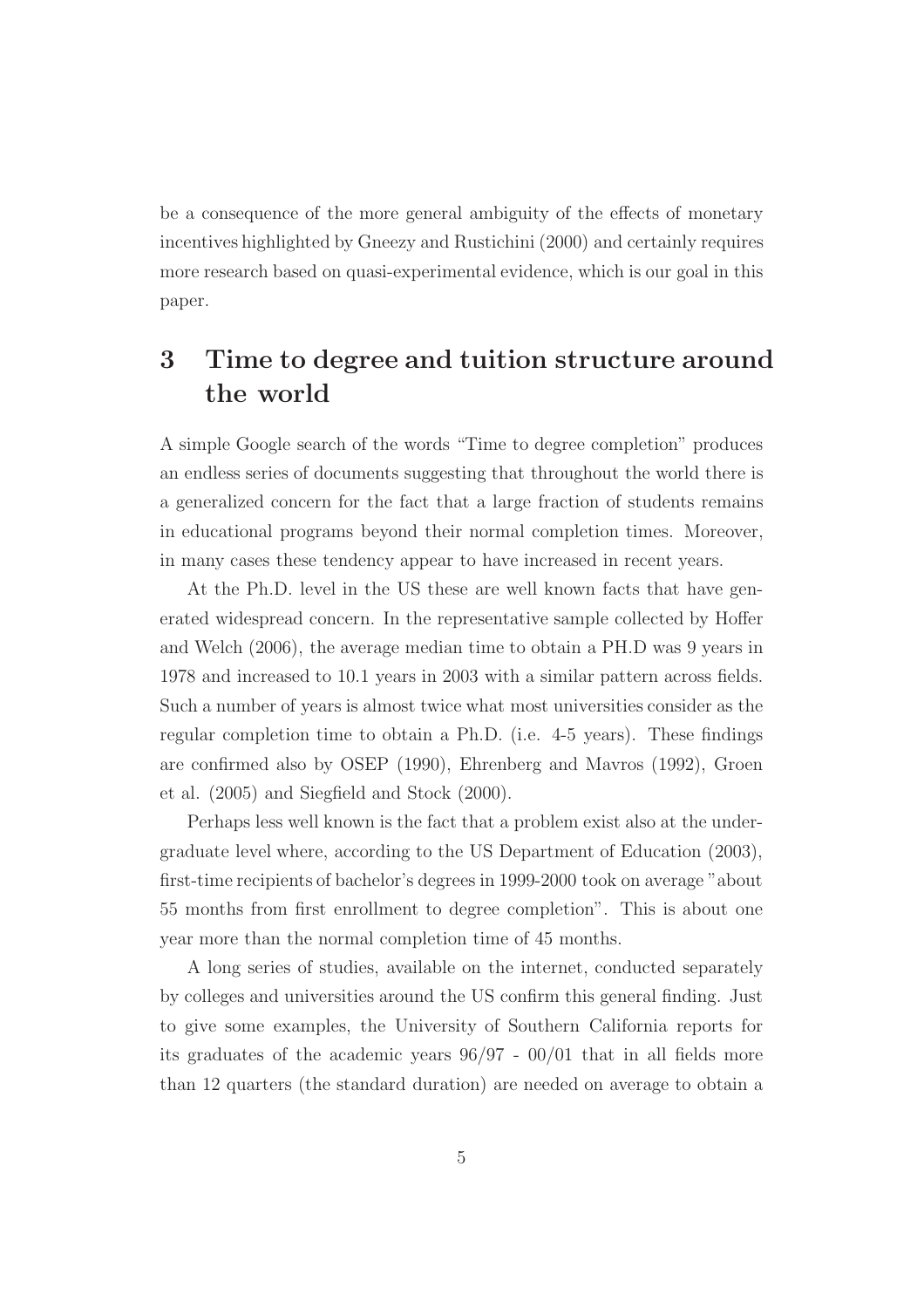be a consequence of the more general ambiguity of the effects of monetary incentives highlighted by Gneezy and Rustichini (2000) and certainly requires more research based on quasi-experimental evidence, which is our goal in this paper.

# 3 Time to degree and tuition structure around the world

A simple Google search of the words "Time to degree completion" produces an endless series of documents suggesting that throughout the world there is a generalized concern for the fact that a large fraction of students remains in educational programs beyond their normal completion times. Moreover, in many cases these tendency appear to have increased in recent years.

At the Ph.D. level in the US these are well known facts that have generated widespread concern. In the representative sample collected by Hoffer and Welch (2006), the average median time to obtain a PH.D was 9 years in 1978 and increased to 10.1 years in 2003 with a similar pattern across fields. Such a number of years is almost twice what most universities consider as the regular completion time to obtain a Ph.D. (i.e. 4-5 years). These findings are confirmed also by OSEP (1990), Ehrenberg and Mavros (1992), Groen et al. (2005) and Siegfield and Stock (2000).

Perhaps less well known is the fact that a problem exist also at the undergraduate level where, according to the US Department of Education (2003), first-time recipients of bachelor's degrees in 1999-2000 took on average "about 55 months from first enrollment to degree completion". This is about one year more than the normal completion time of 45 months.

A long series of studies, available on the internet, conducted separately by colleges and universities around the US confirm this general finding. Just to give some examples, the University of Southern California reports for its graduates of the academic years 96/97 - 00/01 that in all fields more than 12 quarters (the standard duration) are needed on average to obtain a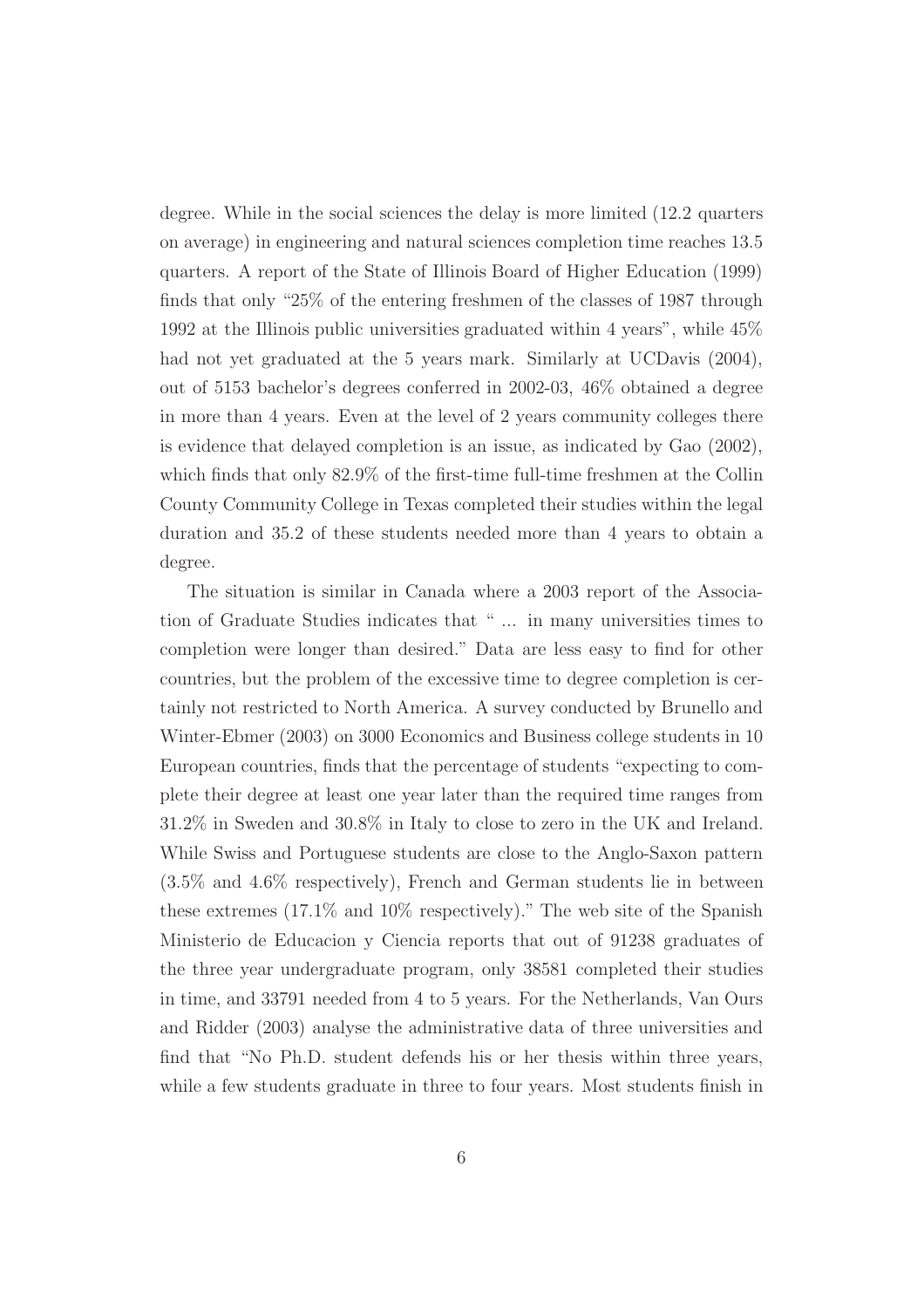degree. While in the social sciences the delay is more limited (12.2 quarters on average) in engineering and natural sciences completion time reaches 13.5 quarters. A report of the State of Illinois Board of Higher Education (1999) finds that only "25% of the entering freshmen of the classes of 1987 through 1992 at the Illinois public universities graduated within 4 years", while 45% had not yet graduated at the 5 years mark. Similarly at UCDavis (2004), out of 5153 bachelor's degrees conferred in 2002-03, 46% obtained a degree in more than 4 years. Even at the level of 2 years community colleges there is evidence that delayed completion is an issue, as indicated by Gao (2002), which finds that only 82.9% of the first-time full-time freshmen at the Collin County Community College in Texas completed their studies within the legal duration and 35.2 of these students needed more than 4 years to obtain a degree.

The situation is similar in Canada where a 2003 report of the Association of Graduate Studies indicates that " ... in many universities times to completion were longer than desired." Data are less easy to find for other countries, but the problem of the excessive time to degree completion is certainly not restricted to North America. A survey conducted by Brunello and Winter-Ebmer (2003) on 3000 Economics and Business college students in 10 European countries, finds that the percentage of students "expecting to complete their degree at least one year later than the required time ranges from 31.2% in Sweden and 30.8% in Italy to close to zero in the UK and Ireland. While Swiss and Portuguese students are close to the Anglo-Saxon pattern (3.5% and 4.6% respectively), French and German students lie in between these extremes (17.1% and 10% respectively)." The web site of the Spanish Ministerio de Educacion y Ciencia reports that out of 91238 graduates of the three year undergraduate program, only 38581 completed their studies in time, and 33791 needed from 4 to 5 years. For the Netherlands, Van Ours and Ridder (2003) analyse the administrative data of three universities and find that "No Ph.D. student defends his or her thesis within three years, while a few students graduate in three to four years. Most students finish in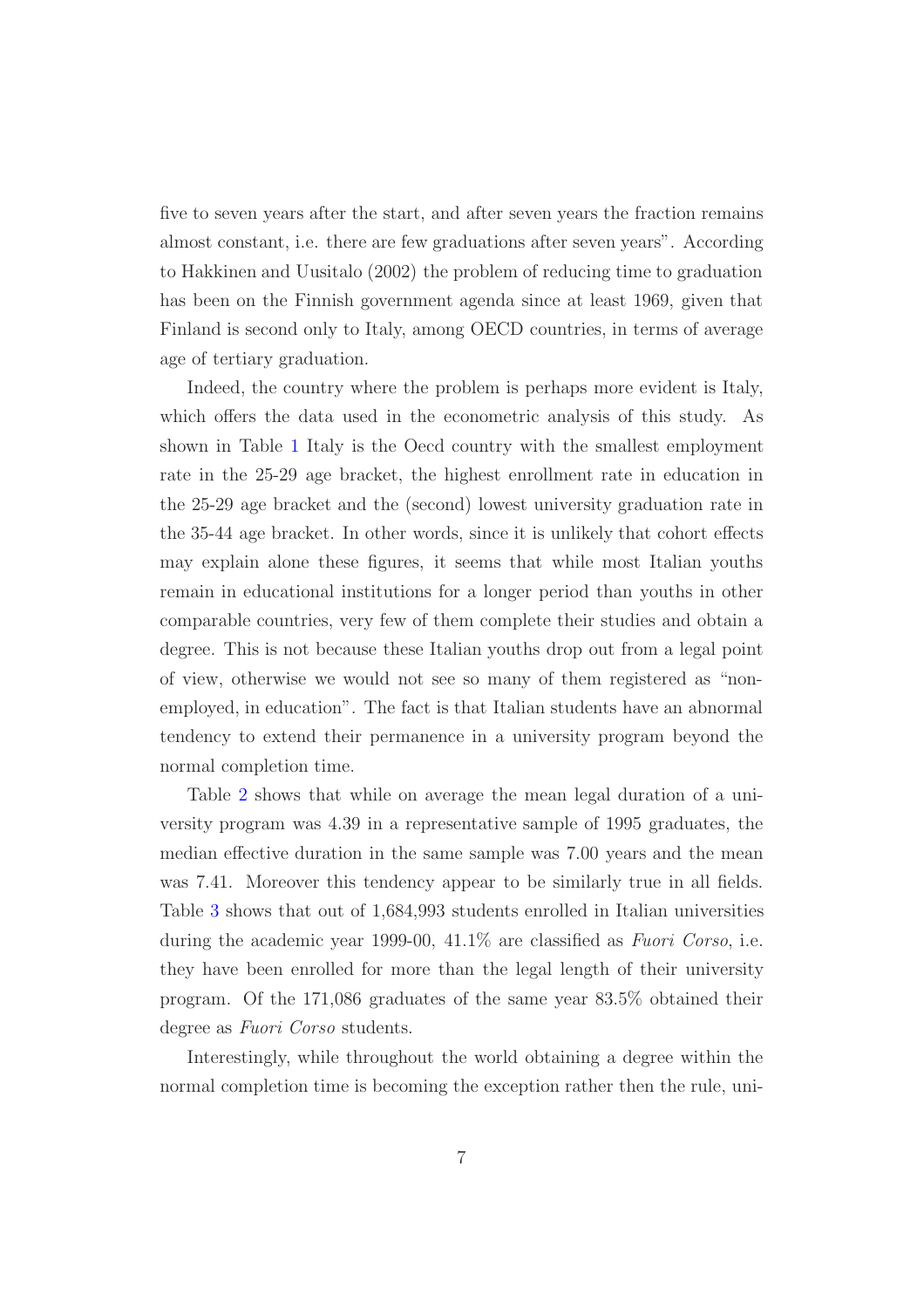five to seven years after the start, and after seven years the fraction remains almost constant, i.e. there are few graduations after seven years". According to Hakkinen and Uusitalo (2002) the problem of reducing time to graduation has been on the Finnish government agenda since at least 1969, given that Finland is second only to Italy, among OECD countries, in terms of average age of tertiary graduation.

Indeed, the country where the problem is perhaps more evident is Italy, which offers the data used in the econometric analysis of this study. As shown in Table 1 Italy is the Oecd country with the smallest employment rate in the 25-29 age bracket, the highest enrollment rate in education in the 25-29 age bracket and the (second) lowest university graduation rate in the 35-44 age bracket. In other words, since it is unlikely that cohort effects may explain alone these figures, it seems that while most Italian youths remain in educational institutions for a longer period than youths in other comparable countries, very few of them complete their studies and obtain a degree. This is not because these Italian youths drop out from a legal point of view, otherwise we would not see so many of them registered as "non-employed, in education". The fact is that Italian students have an abnormal tendency to extend their permanence in a university program beyond the normal completion time.

Table 2 shows that while on average the mean legal duration of a university program was 4.39 in a representative sample of 1995 graduates, the median effective duration in the same sample was 7.00 years and the mean was 7.41. Moreover this tendency appear to be similarly true in all fields. Table 3 shows that out of 1,684,993 students enrolled in Italian universities during the academic year 1999-00, 41.1% are classified as *Fuori Corso*, i.e. they have been enrolled for more than the legal length of their university program. Of the 171,086 graduates of the same year 83.5% obtained their degree as *Fuori Corso* students.

Interestingly, while throughout the world obtaining a degree within the normal completion time is becoming the exception rather then the rule, uni-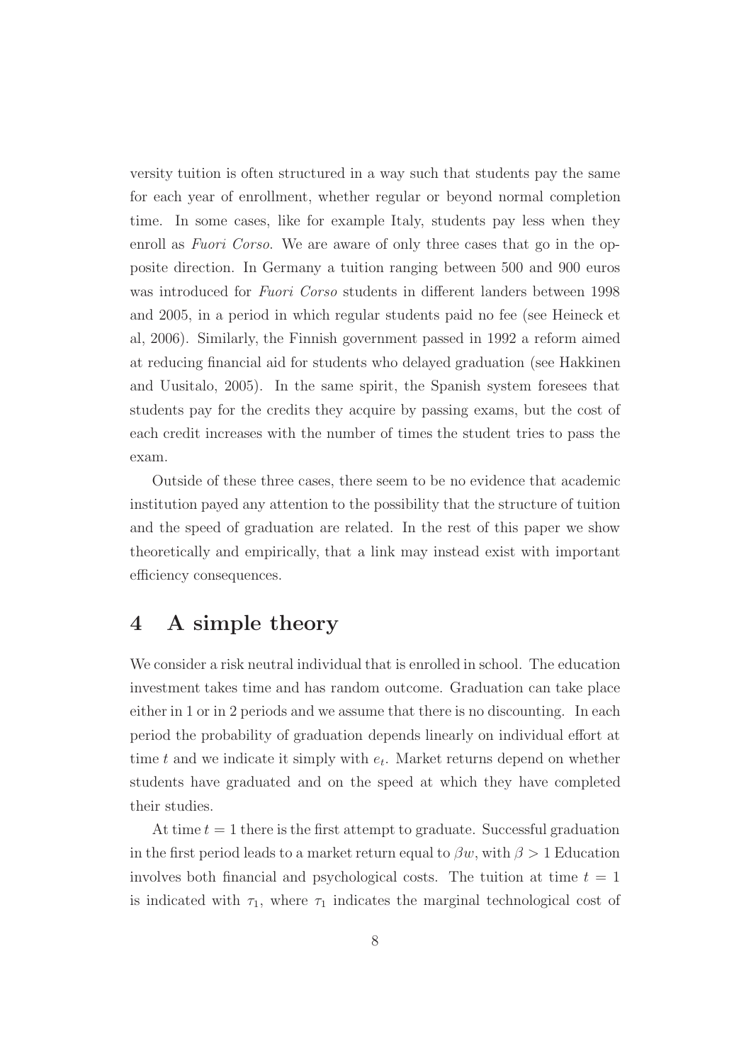versity tuition is often structured in a way such that students pay the same for each year of enrollment, whether regular or beyond normal completion time. In some cases, like for example Italy, students pay less when they enroll as *Fuori Corso*. We are aware of only three cases that go in the opposite direction. In Germany a tuition ranging between 500 and 900 euros was introduced for *Fuori Corso* students in different landers between 1998 and 2005, in a period in which regular students paid no fee (see Heineck et al, 2006). Similarly, the Finnish government passed in 1992 a reform aimed at reducing financial aid for students who delayed graduation (see Hakkinen and Uusitalo, 2005). In the same spirit, the Spanish system foresees that students pay for the credits they acquire by passing exams, but the cost of each credit increases with the number of times the student tries to pass the exam.

Outside of these three cases, there seem to be no evidence that academic institution payed any attention to the possibility that the structure of tuition and the speed of graduation are related. In the rest of this paper we show theoretically and empirically, that a link may instead exist with important efficiency consequences.

# 4 A simple theory

We consider a risk neutral individual that is enrolled in school. The education investment takes time and has random outcome. Graduation can take place either in 1 or in 2 periods and we assume that there is no discounting. In each period the probability of graduation depends linearly on individual effort at time $t$ and we indicate it simply with $e_t$. Market returns depend on whether students have graduated and on the speed at which they have completed their studies.

At time $t = 1$ there is the first attempt to graduate. Successful graduation in the first period leads to a market return equal to $\beta w$, with $\beta > 1$ Education involves both financial and psychological costs. The tuition at time $t = 1$ is indicated with $\tau_1$, where $\tau_1$ indicates the marginal technological cost of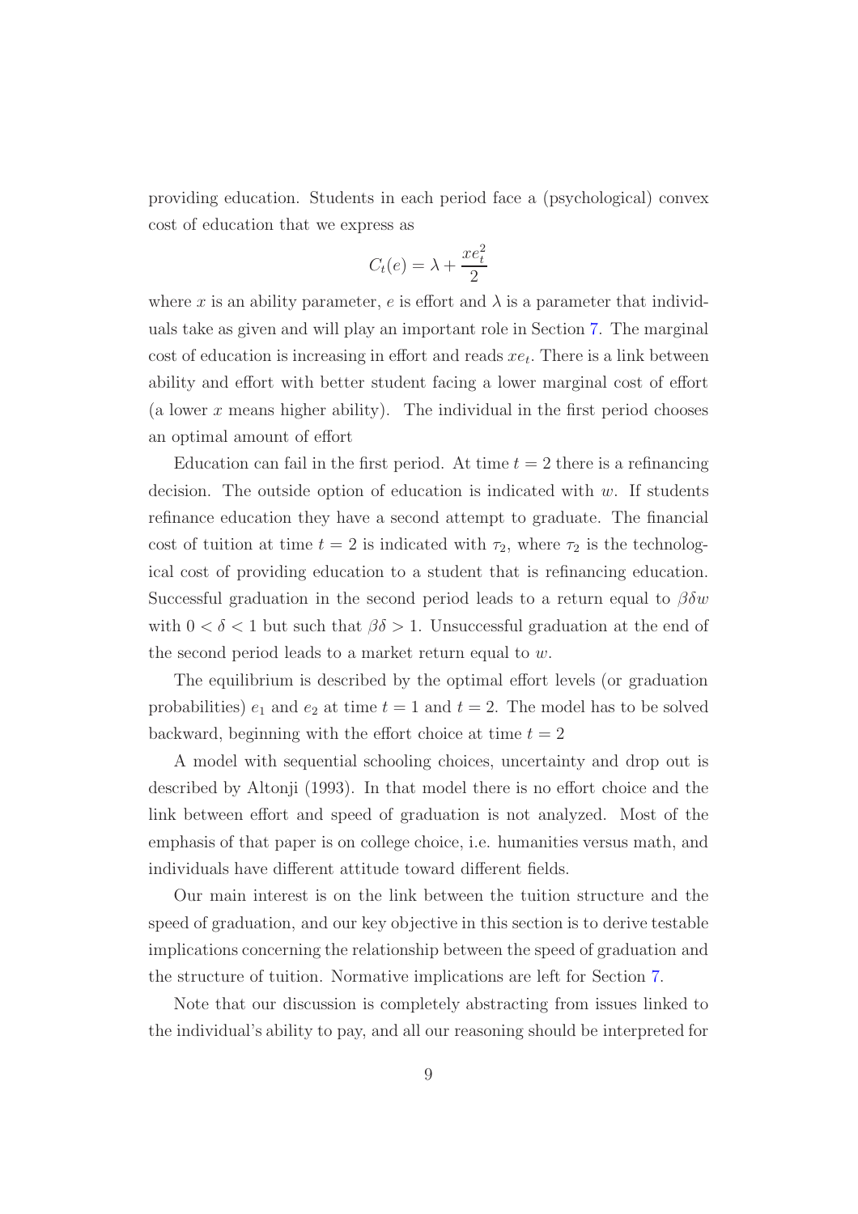providing education. Students in each period face a (psychological) convex cost of education that we express as

$$C_t(e) = \lambda + \frac{xe_t^2}{2}$$

where $x$ is an ability parameter, $e$ is effort and $\lambda$ is a parameter that individuals take as given and will play an important role in Section 7. The marginal cost of education is increasing in effort and reads $xe_t$. There is a link between ability and effort with better student facing a lower marginal cost of effort (a lower $x$ means higher ability). The individual in the first period chooses an optimal amount of effort

Education can fail in the first period. At time $t = 2$ there is a refinancing decision. The outside option of education is indicated with $w$. If students refinance education they have a second attempt to graduate. The financial cost of tuition at time $t = 2$ is indicated with $\tau_2$, where $\tau_2$ is the technological cost of providing education to a student that is refinancing education. Successful graduation in the second period leads to a return equal to $\beta\delta w$ with $0 < \delta < 1$ but such that $\beta\delta > 1$. Unsuccessful graduation at the end of the second period leads to a market return equal to $w$.

The equilibrium is described by the optimal effort levels (or graduation probabilities) $e_1$ and $e_2$ at time $t = 1$ and $t = 2$. The model has to be solved backward, beginning with the effort choice at time $t = 2$

A model with sequential schooling choices, uncertainty and drop out is described by Altonji (1993). In that model there is no effort choice and the link between effort and speed of graduation is not analyzed. Most of the emphasis of that paper is on college choice, i.e. humanities versus math, and individuals have different attitude toward different fields.

Our main interest is on the link between the tuition structure and the speed of graduation, and our key objective in this section is to derive testable implications concerning the relationship between the speed of graduation and the structure of tuition. Normative implications are left for Section 7.

Note that our discussion is completely abstracting from issues linked to the individual's ability to pay, and all our reasoning should be interpreted for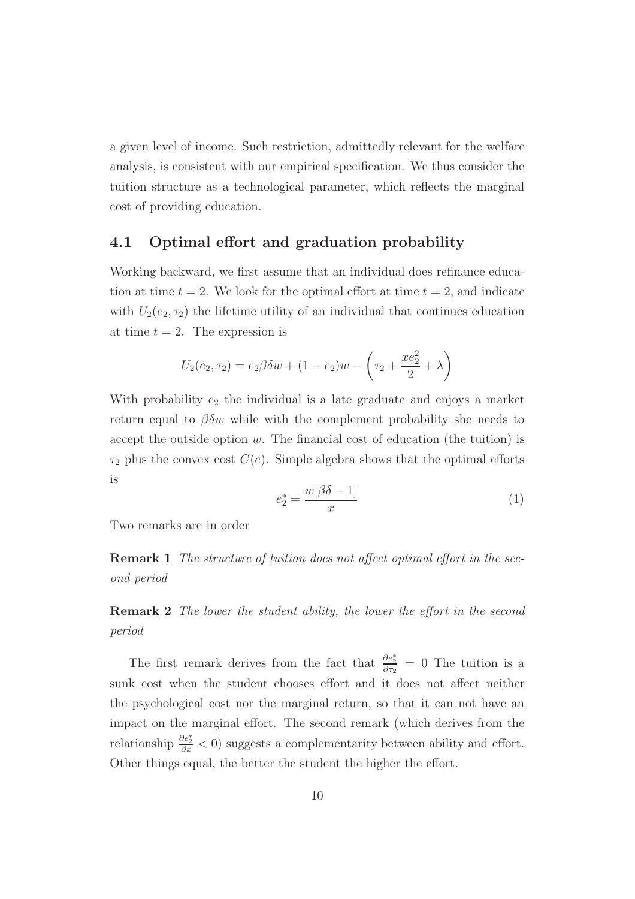a given level of income. Such restriction, admittedly relevant for the welfare analysis, is consistent with our empirical specification. We thus consider the tuition structure as a technological parameter, which reflects the marginal cost of providing education.

## 4.1 Optimal effort and graduation probability

Working backward, we first assume that an individual does refinance education at time $t = 2$. We look for the optimal effort at time $t = 2$, and indicate with $U_2(e_2, \tau_2)$ the lifetime utility of an individual that continues education at time $t = 2$. The expression is

$$U_2(e_2, \tau_2) = e_2 \beta \delta w + (1 - e_2) w - \left( \tau_2 + \frac{x e_2^2}{2} + \lambda \right)$$

With probability $e_2$ the individual is a late graduate and enjoys a market return equal to $\beta \delta w$ while with the complement probability she needs to accept the outside option $w$. The financial cost of education (the tuition) is $\tau_2$ plus the convex cost $C(e)$. Simple algebra shows that the optimal efforts is

$$e_2^* = \frac{w[\beta \delta - 1]}{x} \tag{1}$$

Two remarks are in order

**Remark 1** *The structure of tuition does not affect optimal effort in the second period*

**Remark 2** *The lower the student ability, the lower the effort in the second period*

The first remark derives from the fact that $\frac{\partial e_2^*}{\partial \tau_2} = 0$ The tuition is a sunk cost when the student chooses effort and it does not affect neither the psychological cost nor the marginal return, so that it can not have an impact on the marginal effort. The second remark (which derives from the relationship $\frac{\partial e_2^*}{\partial x} < 0$) suggests a complementarity between ability and effort. Other things equal, the better the student the higher the effort.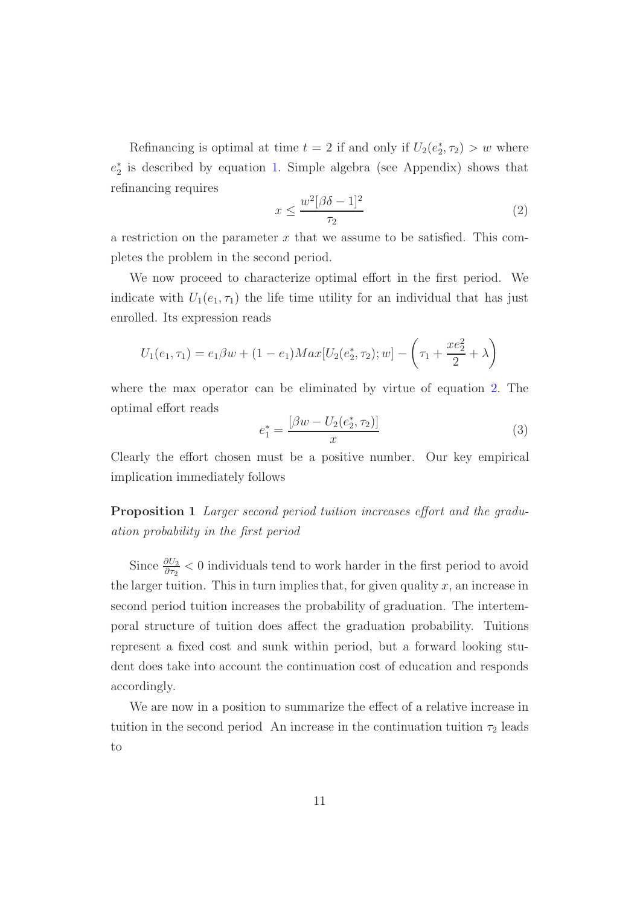Refinancing is optimal at time $t = 2$ if and only if $U_2(e_2^*, \tau_2) > w$ where $e_2^*$ is described by equation 1. Simple algebra (see Appendix) shows that refinancing requires

$$x \leq \frac{w^2[\beta\delta - 1]^2}{\tau_2} \tag{2}$$

a restriction on the parameter $x$ that we assume to be satisfied. This completes the problem in the second period.

We now proceed to characterize optimal effort in the first period. We indicate with $U_1(e_1, \tau_1)$ the life time utility for an individual that has just enrolled. Its expression reads

$$U_1(e_1, \tau_1) = e_1\beta w + (1 - e_1)Max[U_2(e_2^*, \tau_2); w] - \left(\tau_1 + \frac{xe_2^2}{2} + \lambda\right)$$

where the max operator can be eliminated by virtue of equation 2. The optimal effort reads

$$e_1^* = \frac{[\beta w - U_2(e_2^*, \tau_2)]}{x} \tag{3}$$

Clearly the effort chosen must be a positive number. Our key empirical implication immediately follows

**Proposition 1** *Larger second period tuition increases effort and the graduation probability in the first period*

Since $\frac{\partial U_2}{\partial \tau_2} < 0$ individuals tend to work harder in the first period to avoid the larger tuition. This in turn implies that, for given quality $x$, an increase in second period tuition increases the probability of graduation. The intertemporal structure of tuition does affect the graduation probability. Tuitions represent a fixed cost and sunk within period, but a forward looking student does take into account the continuation cost of education and responds accordingly.

We are now in a position to summarize the effect of a relative increase in tuition in the second period An increase in the continuation tuition $\tau_2$ leads to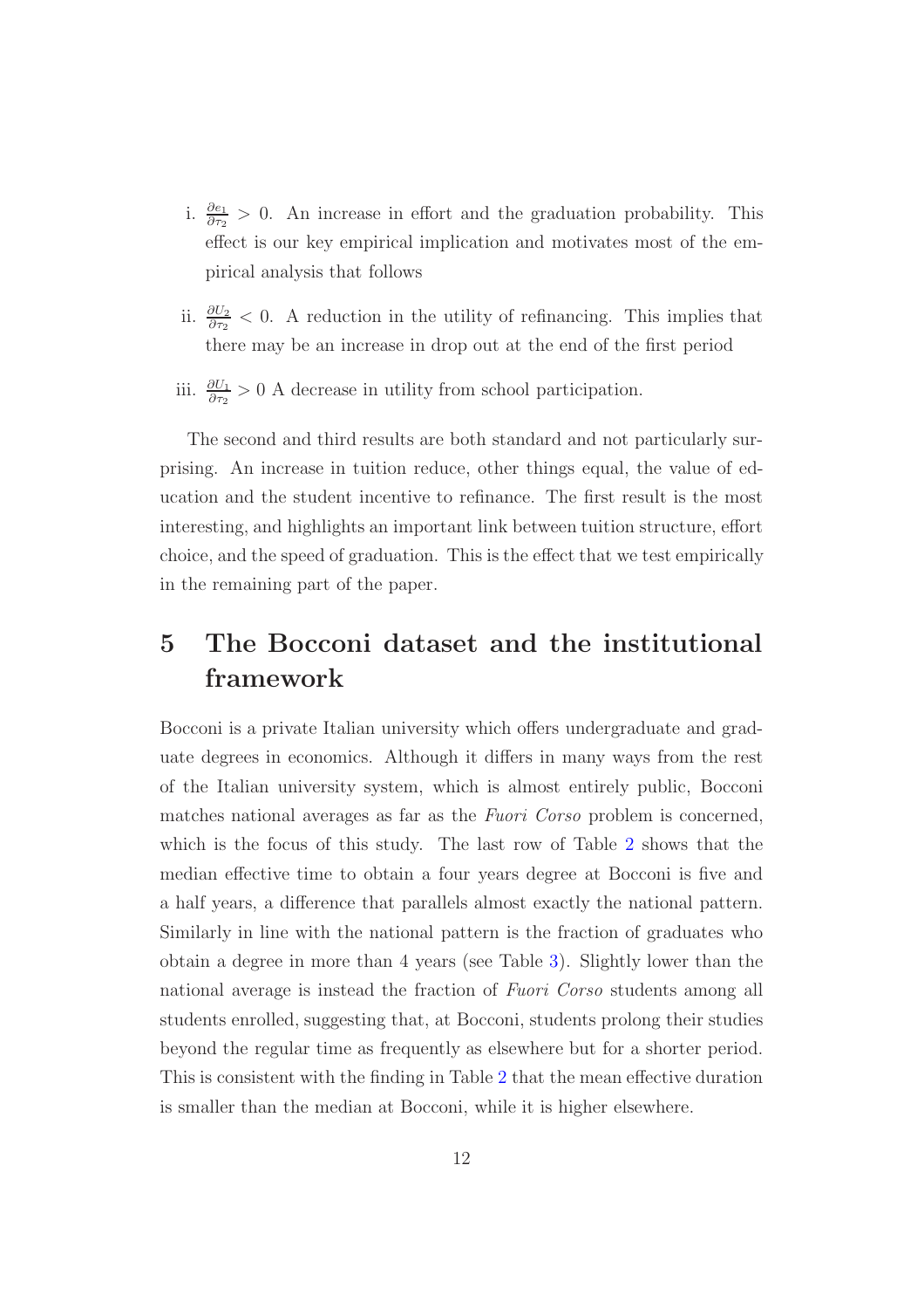i. $\frac{\partial e_1}{\partial \tau_2} > 0$. An increase in effort and the graduation probability. This effect is our key empirical implication and motivates most of the empirical analysis that follows

ii. $\frac{\partial U_2}{\partial \tau_2} < 0$. A reduction in the utility of refinancing. This implies that there may be an increase in drop out at the end of the first period

iii. $\frac{\partial U_1}{\partial \tau_2} > 0$ A decrease in utility from school participation.

The second and third results are both standard and not particularly surprising. An increase in tuition reduce, other things equal, the value of education and the student incentive to refinance. The first result is the most interesting, and highlights an important link between tuition structure, effort choice, and the speed of graduation. This is the effect that we test empirically in the remaining part of the paper.

# 5 The Bocconi dataset and the institutional framework

Bocconi is a private Italian university which offers undergraduate and graduate degrees in economics. Although it differs in many ways from the rest of the Italian university system, which is almost entirely public, Bocconi matches national averages as far as the *Fuori Corso* problem is concerned, which is the focus of this study. The last row of Table 2 shows that the median effective time to obtain a four years degree at Bocconi is five and a half years, a difference that parallels almost exactly the national pattern. Similarly in line with the national pattern is the fraction of graduates who obtain a degree in more than 4 years (see Table 3). Slightly lower than the national average is instead the fraction of *Fuori Corso* students among all students enrolled, suggesting that, at Bocconi, students prolong their studies beyond the regular time as frequently as elsewhere but for a shorter period. This is consistent with the finding in Table 2 that the mean effective duration is smaller than the median at Bocconi, while it is higher elsewhere.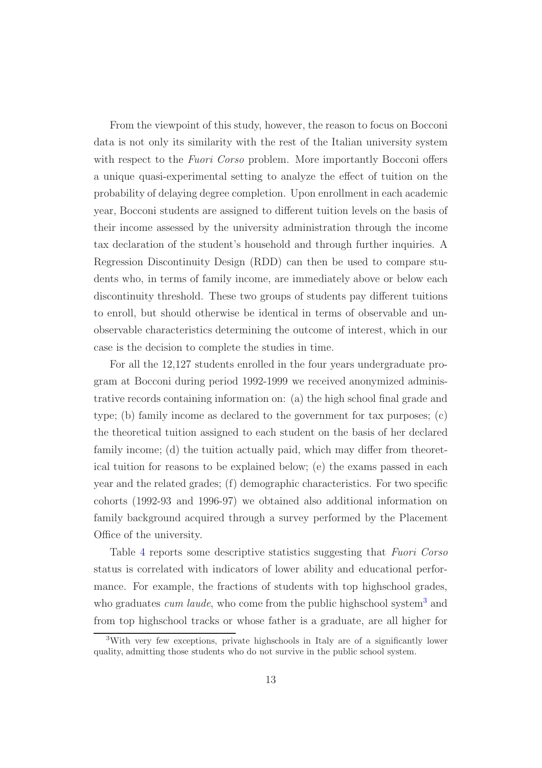From the viewpoint of this study, however, the reason to focus on Bocconi data is not only its similarity with the rest of the Italian university system with respect to the *Fuori Corso* problem. More importantly Bocconi offers a unique quasi-experimental setting to analyze the effect of tuition on the probability of delaying degree completion. Upon enrollment in each academic year, Bocconi students are assigned to different tuition levels on the basis of their income assessed by the university administration through the income tax declaration of the student's household and through further inquiries. A Regression Discontinuity Design (RDD) can then be used to compare students who, in terms of family income, are immediately above or below each discontinuity threshold. These two groups of students pay different tuitions to enroll, but should otherwise be identical in terms of observable and unobservable characteristics determining the outcome of interest, which in our case is the decision to complete the studies in time.

For all the 12,127 students enrolled in the four years undergraduate program at Bocconi during period 1992-1999 we received anonymized administrative records containing information on: (a) the high school final grade and type; (b) family income as declared to the government for tax purposes; (c) the theoretical tuition assigned to each student on the basis of her declared family income; (d) the tuition actually paid, which may differ from theoretical tuition for reasons to be explained below; (e) the exams passed in each year and the related grades; (f) demographic characteristics. For two specific cohorts (1992-93 and 1996-97) we obtained also additional information on family background acquired through a survey performed by the Placement Office of the university.

Table 4 reports some descriptive statistics suggesting that *Fuori Corso* status is correlated with indicators of lower ability and educational performance. For example, the fractions of students with top highschool grades, who graduates *cum laude*, who come from the public highschool system[3] and from top highschool tracks or whose father is a graduate, are all higher for

[3]With very few exceptions, private highschools in Italy are of a significantly lower quality, admitting those students who do not survive in the public school system.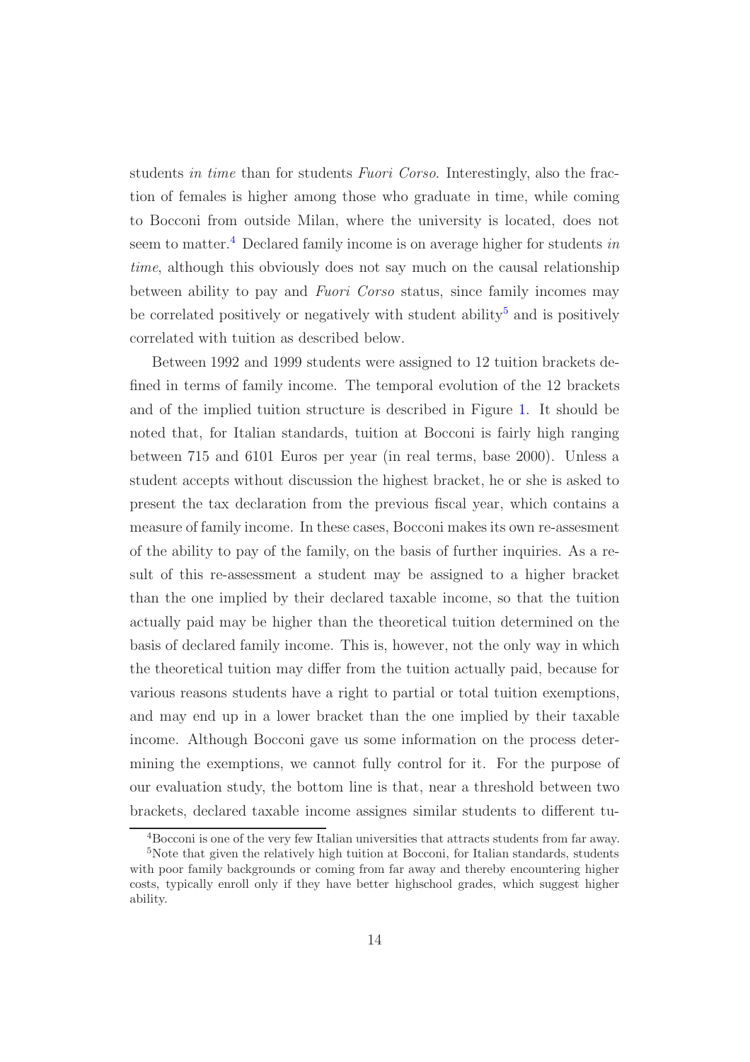students *in time* than for students *Fuori Corso*. Interestingly, also the fraction of females is higher among those who graduate in time, while coming to Bocconi from outside Milan, where the university is located, does not seem to matter.[4] Declared family income is on average higher for students *in time*, although this obviously does not say much on the causal relationship between ability to pay and *Fuori Corso* status, since family incomes may be correlated positively or negatively with student ability[5] and is positively correlated with tuition as described below.

Between 1992 and 1999 students were assigned to 12 tuition brackets defined in terms of family income. The temporal evolution of the 12 brackets and of the implied tuition structure is described in Figure 1. It should be noted that, for Italian standards, tuition at Bocconi is fairly high ranging between 715 and 6101 Euros per year (in real terms, base 2000). Unless a student accepts without discussion the highest bracket, he or she is asked to present the tax declaration from the previous fiscal year, which contains a measure of family income. In these cases, Bocconi makes its own re-assesment of the ability to pay of the family, on the basis of further inquiries. As a result of this re-assessment a student may be assigned to a higher bracket than the one implied by their declared taxable income, so that the tuition actually paid may be higher than the theoretical tuition determined on the basis of declared family income. This is, however, not the only way in which the theoretical tuition may differ from the tuition actually paid, because for various reasons students have a right to partial or total tuition exemptions, and may end up in a lower bracket than the one implied by their taxable income. Although Bocconi gave us some information on the process determining the exemptions, we cannot fully control for it. For the purpose of our evaluation study, the bottom line is that, near a threshold between two brackets, declared taxable income assignes similar students to different tu-

[4] Bocconi is one of the very few Italian universities that attracts students from far away.

[5] Note that given the relatively high tuition at Bocconi, for Italian standards, students with poor family backgrounds or coming from far away and thereby encountering higher costs, typically enroll only if they have better highschool grades, which suggest higher ability.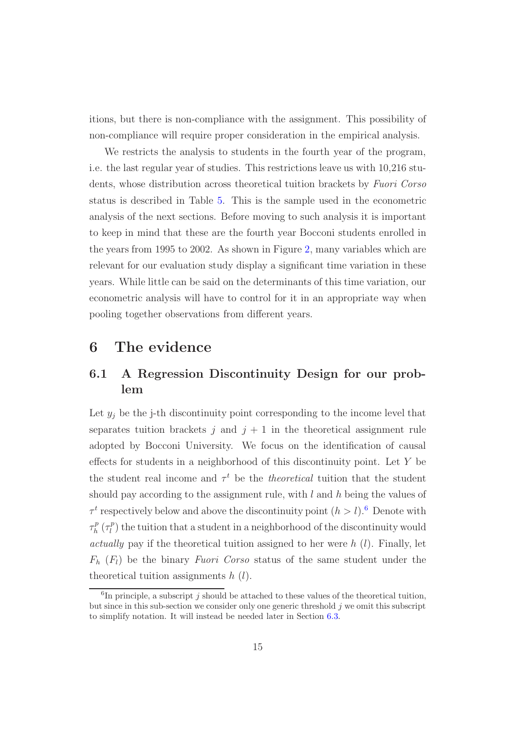itions, but there is non-compliance with the assignment. This possibility of non-compliance will require proper consideration in the empirical analysis.

We restricts the analysis to students in the fourth year of the program, i.e. the last regular year of studies. This restrictions leave us with 10,216 students, whose distribution across theoretical tuition brackets by *Fuori Corso* status is described in Table 5. This is the sample used in the econometric analysis of the next sections. Before moving to such analysis it is important to keep in mind that these are the fourth year Bocconi students enrolled in the years from 1995 to 2002. As shown in Figure 2, many variables which are relevant for our evaluation study display a significant time variation in these years. While little can be said on the determinants of this time variation, our econometric analysis will have to control for it in an appropriate way when pooling together observations from different years.

# 6 The evidence

## 6.1 A Regression Discontinuity Design for our problem

Let $y_j$ be the j-th discontinuity point corresponding to the income level that separates tuition brackets $j$ and $j+1$ in the theoretical assignment rule adopted by Bocconi University. We focus on the identification of causal effects for students in a neighborhood of this discontinuity point. Let $Y$ be the student real income and $\tau^t$ be the *theoretical* tuition that the student should pay according to the assignment rule, with $l$ and $h$ being the values of $\tau^t$ respectively below and above the discontinuity point $(h > l)$.[6] Denote with $\tau^p_h$ $(\tau^p_l)$ the tuition that a student in a neighborhood of the discontinuity would *actually* pay if the theoretical tuition assigned to her were $h$ $(l)$. Finally, let $F_h$ $(F_l)$ be the binary *Fuori Corso* status of the same student under the theoretical tuition assignments $h$ $(l)$.

[6] In principle, a subscript $j$ should be attached to these values of the theoretical tuition, but since in this sub-section we consider only one generic threshold $j$ we omit this subscript to simplify notation. It will instead be needed later in Section 6.3.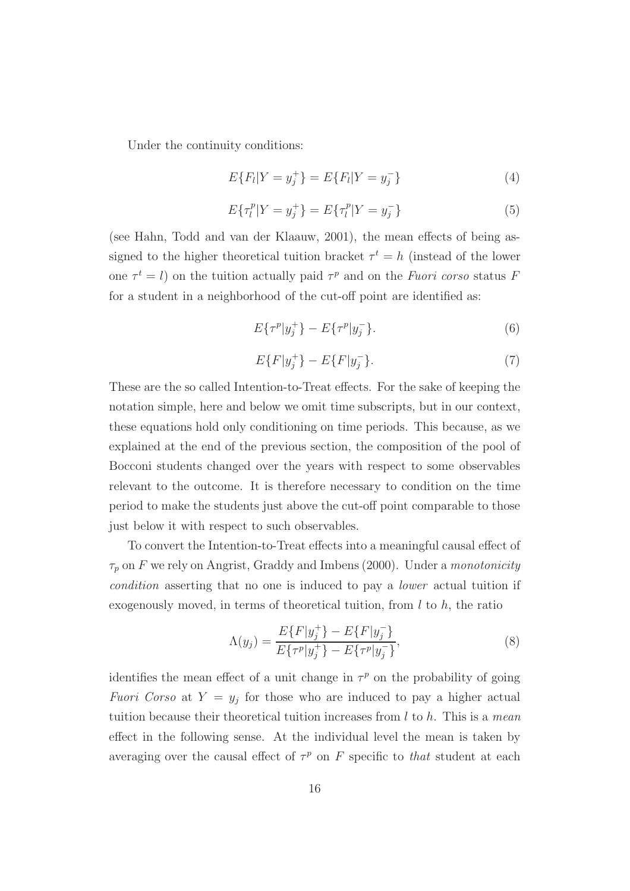Under the continuity conditions:

$$E\{F_l|Y = y_j^+\} = E\{F_l|Y = y_j^-\} \tag{4}$$

$$E\{\tau_l^p|Y = y_j^+\} = E\{\tau_l^p|Y = y_j^-\} \tag{5}$$

(see Hahn, Todd and van der Klaauw, 2001), the mean effects of being assigned to the higher theoretical tuition bracket $\tau^t = h$ (instead of the lower one $\tau^t = l$) on the tuition actually paid $\tau^p$ and on the *Fuori corso* status $F$ for a student in a neighborhood of the cut-off point are identified as:

$$E\{\tau^p|y_j^+\} - E\{\tau^p|y_j^-\}. \tag{6}$$

$$E\{F|y_j^+\} - E\{F|y_j^-\}. \tag{7}$$

These are the so called Intention-to-Treat effects. For the sake of keeping the notation simple, here and below we omit time subscripts, but in our context, these equations hold only conditioning on time periods. This because, as we explained at the end of the previous section, the composition of the pool of Bocconi students changed over the years with respect to some observables relevant to the outcome. It is therefore necessary to condition on the time period to make the students just above the cut-off point comparable to those just below it with respect to such observables.

To convert the Intention-to-Treat effects into a meaningful causal effect of $\tau_p$ on $F$ we rely on Angrist, Graddy and Imbens (2000). Under a *monotonicity condition* asserting that no one is induced to pay a *lower* actual tuition if exogenously moved, in terms of theoretical tuition, from $l$ to $h$, the ratio

$$\Lambda(y_j) = \frac{E\{F|y_j^+\} - E\{F|y_j^-\}}{E\{\tau^p|y_j^+\} - E\{\tau^p|y_j^-\}}, \tag{8}$$

identifies the mean effect of a unit change in $\tau^p$ on the probability of going *Fuori Corso* at $Y = y_j$ for those who are induced to pay a higher actual tuition because their theoretical tuition increases from $l$ to $h$. This is a *mean* effect in the following sense. At the individual level the mean is taken by averaging over the causal effect of $\tau^p$ on $F$ specific to *that* student at each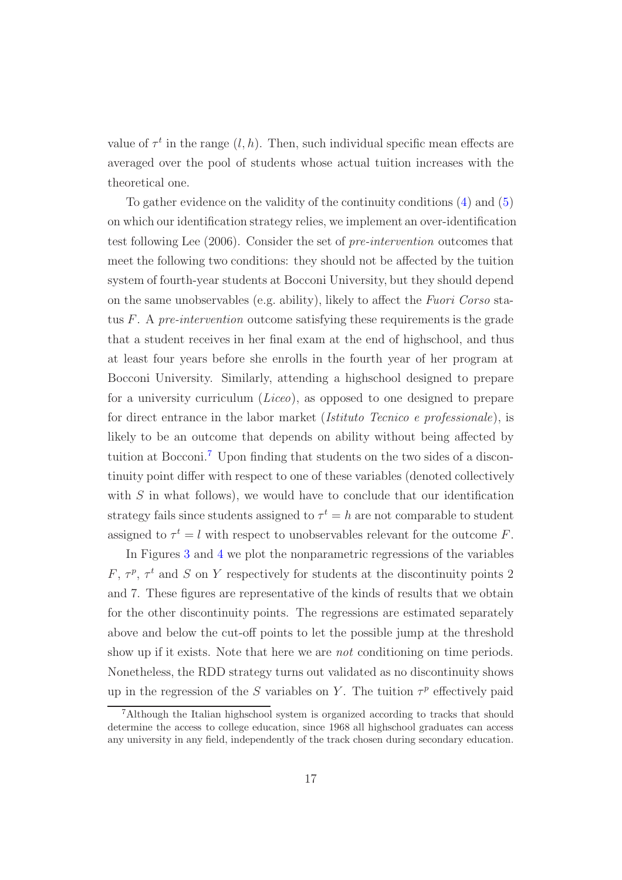value of $\tau^t$ in the range $(l, h)$. Then, such individual specific mean effects are averaged over the pool of students whose actual tuition increases with the theoretical one.

To gather evidence on the validity of the continuity conditions (4) and (5) on which our identification strategy relies, we implement an over-identification test following Lee (2006). Consider the set of *pre-intervention* outcomes that meet the following two conditions: they should not be affected by the tuition system of fourth-year students at Bocconi University, but they should depend on the same unobservables (e.g. ability), likely to affect the *Fuori Corso* status $F$. A *pre-intervention* outcome satisfying these requirements is the grade that a student receives in her final exam at the end of highschool, and thus at least four years before she enrolls in the fourth year of her program at Bocconi University. Similarly, attending a highschool designed to prepare for a university curriculum (*Liceo*), as opposed to one designed to prepare for direct entrance in the labor market (*Istituto Tecnico e professionale*), is likely to be an outcome that depends on ability without being affected by tuition at Bocconi.[7] Upon finding that students on the two sides of a discontinuity point differ with respect to one of these variables (denoted collectively with $S$ in what follows), we would have to conclude that our identification strategy fails since students assigned to $\tau^t = h$ are not comparable to student assigned to $\tau^t = l$ with respect to unobservables relevant for the outcome $F$.

In Figures 3 and 4 we plot the nonparametric regressions of the variables $F$, $\tau^p$, $\tau^t$ and $S$ on $Y$ respectively for students at the discontinuity points 2 and 7. These figures are representative of the kinds of results that we obtain for the other discontinuity points. The regressions are estimated separately above and below the cut-off points to let the possible jump at the threshold show up if it exists. Note that here we are *not* conditioning on time periods. Nonetheless, the RDD strategy turns out validated as no discontinuity shows up in the regression of the $S$ variables on $Y$. The tuition $\tau^p$ effectively paid

[7] Although the Italian highschool system is organized according to tracks that should determine the access to college education, since 1968 all highschool graduates can access any university in any field, independently of the track chosen during secondary education.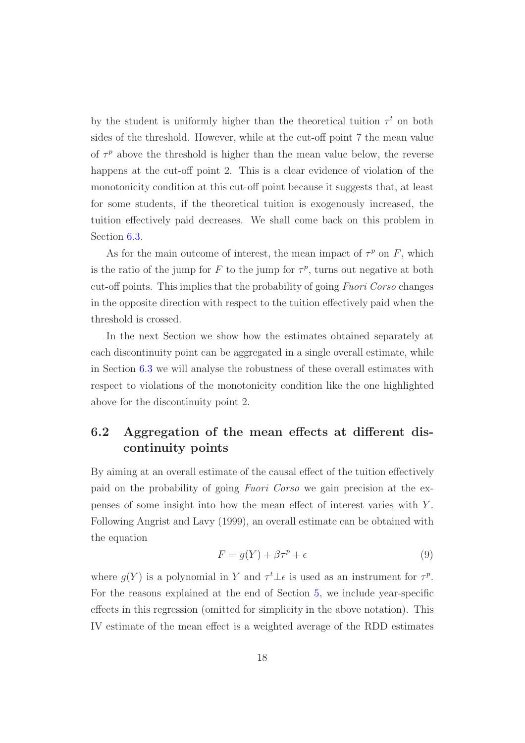by the student is uniformly higher than the theoretical tuition $\tau^t$ on both sides of the threshold. However, while at the cut-off point 7 the mean value of $\tau^p$ above the threshold is higher than the mean value below, the reverse happens at the cut-off point 2. This is a clear evidence of violation of the monotonicity condition at this cut-off point because it suggests that, at least for some students, if the theoretical tuition is exogenously increased, the tuition effectively paid decreases. We shall come back on this problem in Section 6.3.

As for the main outcome of interest, the mean impact of $\tau^p$ on $F$, which is the ratio of the jump for $F$ to the jump for $\tau^p$, turns out negative at both cut-off points. This implies that the probability of going *Fuori Corso* changes in the opposite direction with respect to the tuition effectively paid when the threshold is crossed.

In the next Section we show how the estimates obtained separately at each discontinuity point can be aggregated in a single overall estimate, while in Section 6.3 we will analyse the robustness of these overall estimates with respect to violations of the monotonicity condition like the one highlighted above for the discontinuity point 2.

## 6.2 Aggregation of the mean effects at different discontinuity points

By aiming at an overall estimate of the causal effect of the tuition effectively paid on the probability of going *Fuori Corso* we gain precision at the expenses of some insight into how the mean effect of interest varies with $Y$. Following Angrist and Lavy (1999), an overall estimate can be obtained with the equation

$$F = g(Y) + \beta \tau^p + \epsilon \tag{9}$$

where $g(Y)$ is a polynomial in $Y$ and $\tau^t \perp \epsilon$ is used as an instrument for $\tau^p$. For the reasons explained at the end of Section 5, we include year-specific effects in this regression (omitted for simplicity in the above notation). This IV estimate of the mean effect is a weighted average of the RDD estimates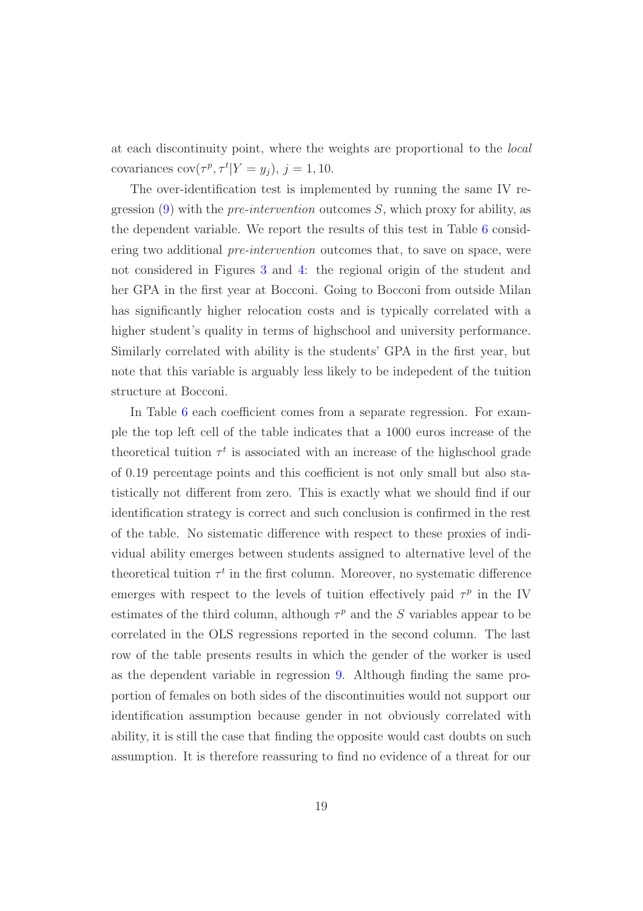at each discontinuity point, where the weights are proportional to the *local* covariances $\text{cov}(\tau^p, \tau^t | Y = y_j)$, $j = 1, 10$.

The over-identification test is implemented by running the same IV regression (9) with the *pre-intervention* outcomes $S$, which proxy for ability, as the dependent variable. We report the results of this test in Table 6 considering two additional *pre-intervention* outcomes that, to save on space, were not considered in Figures 3 and 4: the regional origin of the student and her GPA in the first year at Bocconi. Going to Bocconi from outside Milan has significantly higher relocation costs and is typically correlated with a higher student's quality in terms of highschool and university performance. Similarly correlated with ability is the students' GPA in the first year, but note that this variable is arguably less likely to be indepedent of the tuition structure at Bocconi.

In Table 6 each coefficient comes from a separate regression. For example the top left cell of the table indicates that a 1000 euros increase of the theoretical tuition $\tau^t$ is associated with an increase of the highschool grade of 0.19 percentage points and this coefficient is not only small but also statistically not different from zero. This is exactly what we should find if our identification strategy is correct and such conclusion is confirmed in the rest of the table. No sistematic difference with respect to these proxies of individual ability emerges between students assigned to alternative level of the theoretical tuition $\tau^t$ in the first column. Moreover, no systematic difference emerges with respect to the levels of tuition effectively paid $\tau^p$ in the IV estimates of the third column, although $\tau^p$ and the $S$ variables appear to be correlated in the OLS regressions reported in the second column. The last row of the table presents results in which the gender of the worker is used as the dependent variable in regression 9. Although finding the same proportion of females on both sides of the discontinuities would not support our identification assumption because gender in not obviously correlated with ability, it is still the case that finding the opposite would cast doubts on such assumption. It is therefore reassuring to find no evidence of a threat for our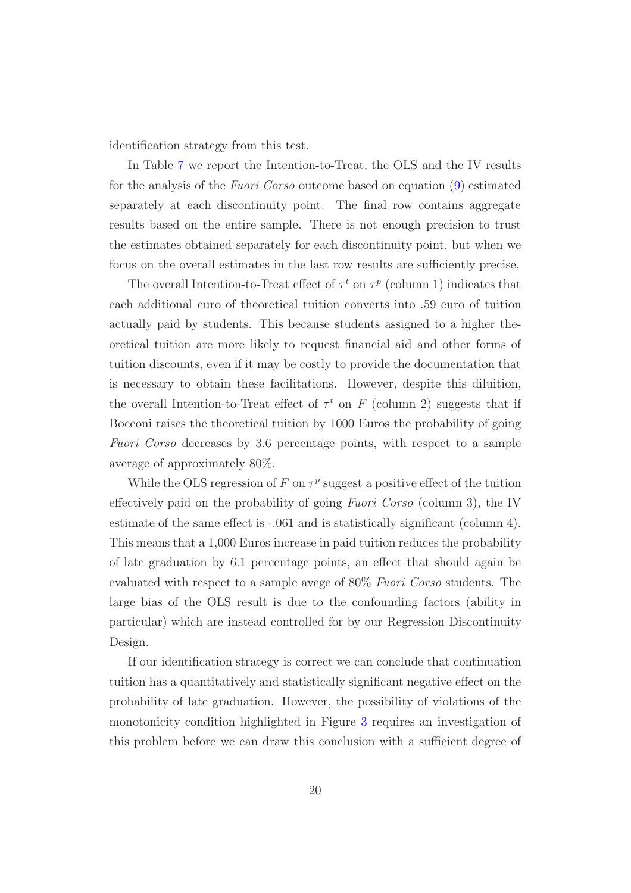identification strategy from this test.

In Table 7 we report the Intention-to-Treat, the OLS and the IV results for the analysis of the *Fuori Corso* outcome based on equation (9) estimated separately at each discontinuity point. The final row contains aggregate results based on the entire sample. There is not enough precision to trust the estimates obtained separately for each discontinuity point, but when we focus on the overall estimates in the last row results are sufficiently precise.

The overall Intention-to-Treat effect of $\tau^t$ on $\tau^p$ (column 1) indicates that each additional euro of theoretical tuition converts into .59 euro of tuition actually paid by students. This because students assigned to a higher theoretical tuition are more likely to request financial aid and other forms of tuition discounts, even if it may be costly to provide the documentation that is necessary to obtain these facilitations. However, despite this diluition, the overall Intention-to-Treat effect of $\tau^t$ on $F$ (column 2) suggests that if Bocconi raises the theoretical tuition by 1000 Euros the probability of going *Fuori Corso* decreases by 3.6 percentage points, with respect to a sample average of approximately 80%.

While the OLS regression of $F$ on $\tau^p$ suggest a positive effect of the tuition effectively paid on the probability of going *Fuori Corso* (column 3), the IV estimate of the same effect is -.061 and is statistically significant (column 4). This means that a 1,000 Euros increase in paid tuition reduces the probability of late graduation by 6.1 percentage points, an effect that should again be evaluated with respect to a sample avege of 80% *Fuori Corso* students. The large bias of the OLS result is due to the confounding factors (ability in particular) which are instead controlled for by our Regression Discontinuity Design.

If our identification strategy is correct we can conclude that continuation tuition has a quantitatively and statistically significant negative effect on the probability of late graduation. However, the possibility of violations of the monotonicity condition highlighted in Figure 3 requires an investigation of this problem before we can draw this conclusion with a sufficient degree of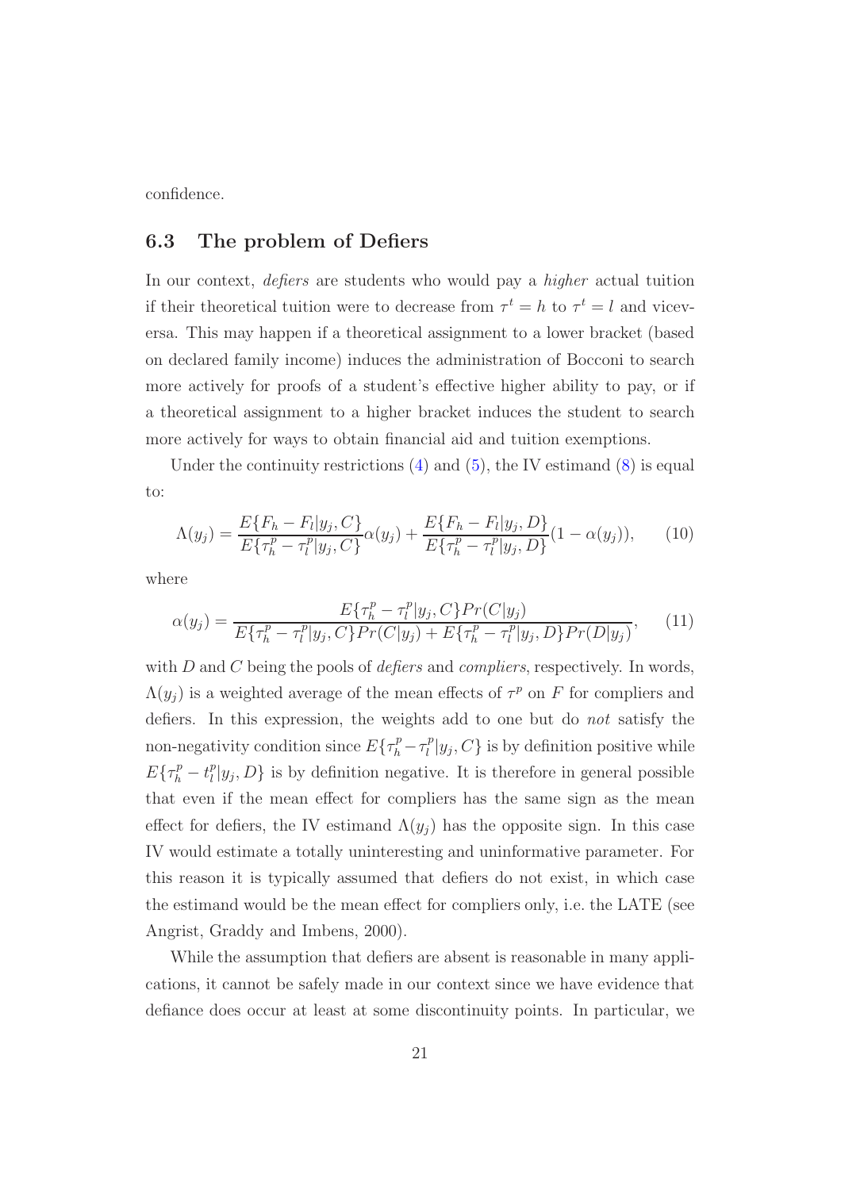confidence.

### 6.3 The problem of Defiers

In our context, *defiers* are students who would pay a *higher* actual tuition if their theoretical tuition were to decrease from $\tau^t = h$ to $\tau^t = l$ and viceversa. This may happen if a theoretical assignment to a lower bracket (based on declared family income) induces the administration of Bocconi to search more actively for proofs of a student's effective higher ability to pay, or if a theoretical assignment to a higher bracket induces the student to search more actively for ways to obtain financial aid and tuition exemptions.

Under the continuity restrictions (4) and (5), the IV estimand (8) is equal to:

$$\Lambda(y_j) = \frac{E\{F_h - F_l|y_j, C\}}{E\{\tau^p_h - \tau^p_l|y_j, C\}}\alpha(y_j) + \frac{E\{F_h - F_l|y_j, D\}}{E\{\tau^p_h - \tau^p_l|y_j, D\}}(1 - \alpha(y_j)), \qquad (10)$$

where

$$\alpha(y_j) = \frac{E\{\tau^p_h - \tau^p_l|y_j, C\}Pr(C|y_j)}{E\{\tau^p_h - \tau^p_l|y_j, C\}Pr(C|y_j) + E\{\tau^p_h - \tau^p_l|y_j, D\}Pr(D|y_j)}, \qquad (11)$$

with $D$ and $C$ being the pools of *defiers* and *compliers*, respectively. In words, $\Lambda(y_j)$ is a weighted average of the mean effects of $\tau^p$ on $F$ for compliers and defiers. In this expression, the weights add to one but do *not* satisfy the non-negativity condition since $E\{\tau^p_h - \tau^p_l|y_j, C\}$ is by definition positive while $E\{\tau^p_h - t^p_l|y_j, D\}$ is by definition negative. It is therefore in general possible that even if the mean effect for compliers has the same sign as the mean effect for defiers, the IV estimand $\Lambda(y_j)$ has the opposite sign. In this case IV would estimate a totally uninteresting and uninformative parameter. For this reason it is typically assumed that defiers do not exist, in which case the estimand would be the mean effect for compliers only, i.e. the LATE (see Angrist, Graddy and Imbens, 2000).

While the assumption that defiers are absent is reasonable in many applications, it cannot be safely made in our context since we have evidence that defiance does occur at least at some discontinuity points. In particular, we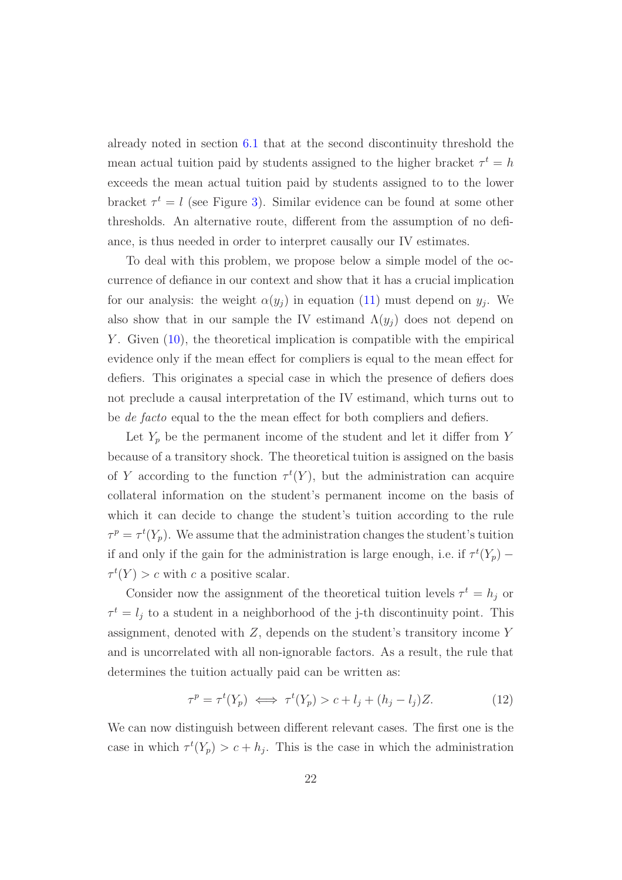already noted in section 6.1 that at the second discontinuity threshold the mean actual tuition paid by students assigned to the higher bracket $\tau^t = h$ exceeds the mean actual tuition paid by students assigned to to the lower bracket $\tau^t = l$ (see Figure 3). Similar evidence can be found at some other thresholds. An alternative route, different from the assumption of no defiance, is thus needed in order to interpret causally our IV estimates.

To deal with this problem, we propose below a simple model of the occurrence of defiance in our context and show that it has a crucial implication for our analysis: the weight $\alpha(y_j)$ in equation (11) must depend on $y_j$. We also show that in our sample the IV estimand $\Lambda(y_j)$ does not depend on $Y$. Given (10), the theoretical implication is compatible with the empirical evidence only if the mean effect for compliers is equal to the mean effect for defiers. This originates a special case in which the presence of defiers does not preclude a causal interpretation of the IV estimand, which turns out to be *de facto* equal to the the mean effect for both compliers and defiers.

Let $Y_p$ be the permanent income of the student and let it differ from $Y$ because of a transitory shock. The theoretical tuition is assigned on the basis of $Y$ according to the function $\tau^t(Y)$, but the administration can acquire collateral information on the student's permanent income on the basis of which it can decide to change the student's tuition according to the rule $\tau^p = \tau^t(Y_p)$. We assume that the administration changes the student's tuition if and only if the gain for the administration is large enough, i.e. if $\tau^t(Y_p) - \tau^t(Y) > c$ with $c$ a positive scalar.

Consider now the assignment of the theoretical tuition levels $\tau^t = h_j$ or $\tau^t = l_j$ to a student in a neighborhood of the j-th discontinuity point. This assignment, denoted with $Z$, depends on the student's transitory income $Y$ and is uncorrelated with all non-ignorable factors. As a result, the rule that determines the tuition actually paid can be written as:

$$\tau^p = \tau^t(Y_p) \iff \tau^t(Y_p) > c + l_j + (h_j - l_j)Z. \tag{12}$$

We can now distinguish between different relevant cases. The first one is the case in which $\tau^t(Y_p) > c + h_j$. This is the case in which the administration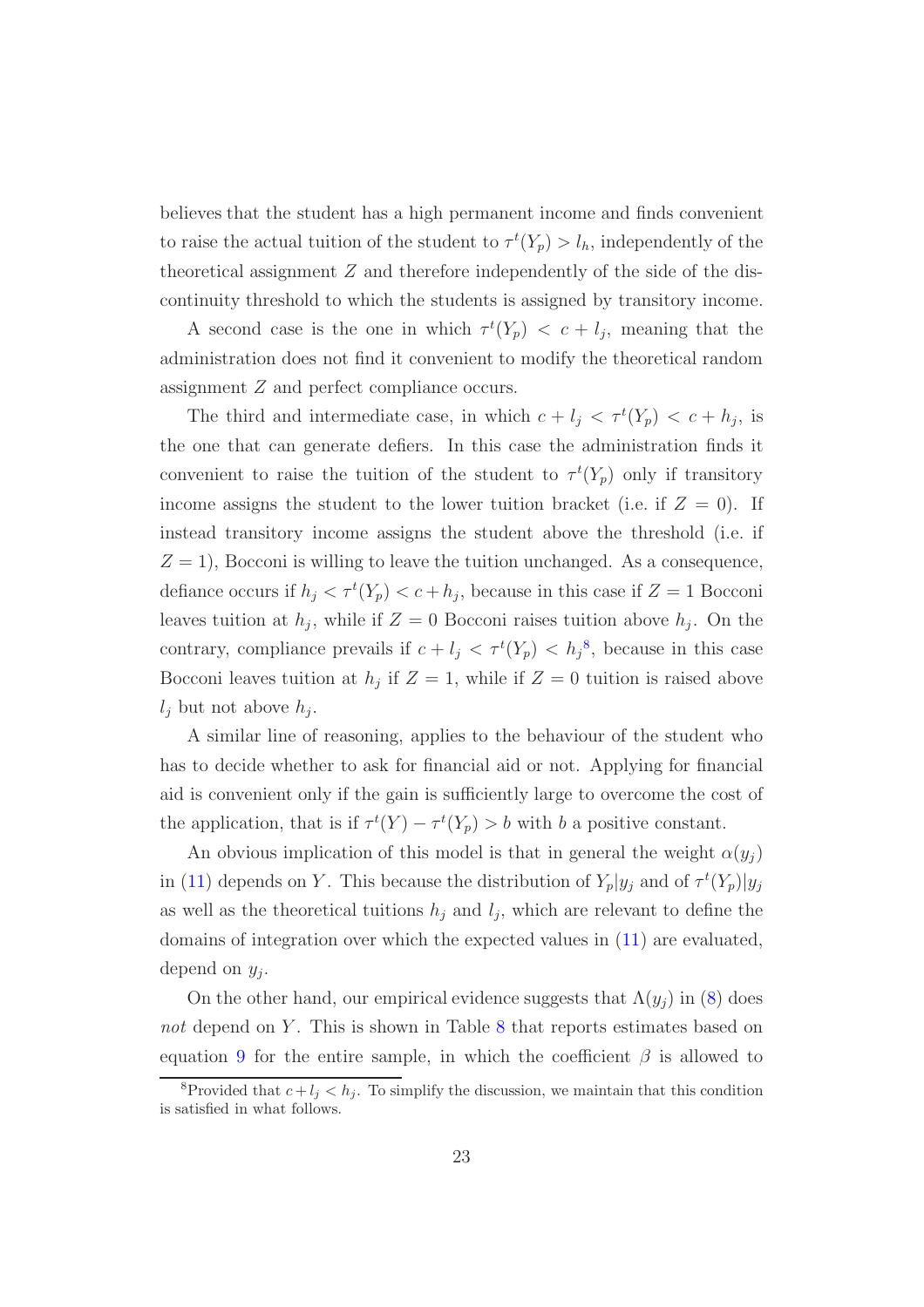believes that the student has a high permanent income and finds convenient to raise the actual tuition of the student to $\tau^t(Y_p) > l_h$, independently of the theoretical assignment $Z$ and therefore independently of the side of the discontinuity threshold to which the students is assigned by transitory income.

A second case is the one in which $\tau^t(Y_p) < c + l_j$, meaning that the administration does not find it convenient to modify the theoretical random assignment $Z$ and perfect compliance occurs.

The third and intermediate case, in which $c + l_j < \tau^t(Y_p) < c + h_j$, is the one that can generate defiers. In this case the administration finds it convenient to raise the tuition of the student to $\tau^t(Y_p)$ only if transitory income assigns the student to the lower tuition bracket (i.e. if $Z = 0$). If instead transitory income assigns the student above the threshold (i.e. if $Z = 1$), Bocconi is willing to leave the tuition unchanged. As a consequence, defiance occurs if $h_j < \tau^t(Y_p) < c + h_j$, because in this case if $Z = 1$ Bocconi leaves tuition at $h_j$, while if $Z = 0$ Bocconi raises tuition above $h_j$. On the contrary, compliance prevails if $c + l_j < \tau^t(Y_p) < h_j$[8], because in this case Bocconi leaves tuition at $h_j$ if $Z = 1$, while if $Z = 0$ tuition is raised above $l_j$ but not above $h_j$.

A similar line of reasoning, applies to the behaviour of the student who has to decide whether to ask for financial aid or not. Applying for financial aid is convenient only if the gain is sufficiently large to overcome the cost of the application, that is if $\tau^t(Y) - \tau^t(Y_p) > b$ with $b$ a positive constant.

An obvious implication of this model is that in general the weight $\alpha(y_j)$ in (11) depends on $Y$. This because the distribution of $Y_p|y_j$ and of $\tau^t(Y_p)|y_j$ as well as the theoretical tuitions $h_j$ and $l_j$, which are relevant to define the domains of integration over which the expected values in (11) are evaluated, depend on $y_j$.

On the other hand, our empirical evidence suggests that $\Lambda(y_j)$ in (8) does *not* depend on $Y$. This is shown in Table 8 that reports estimates based on equation 9 for the entire sample, in which the coefficient $\beta$ is allowed to

[8] Provided that $c + l_j < h_j$. To simplify the discussion, we maintain that this condition is satisfied in what follows.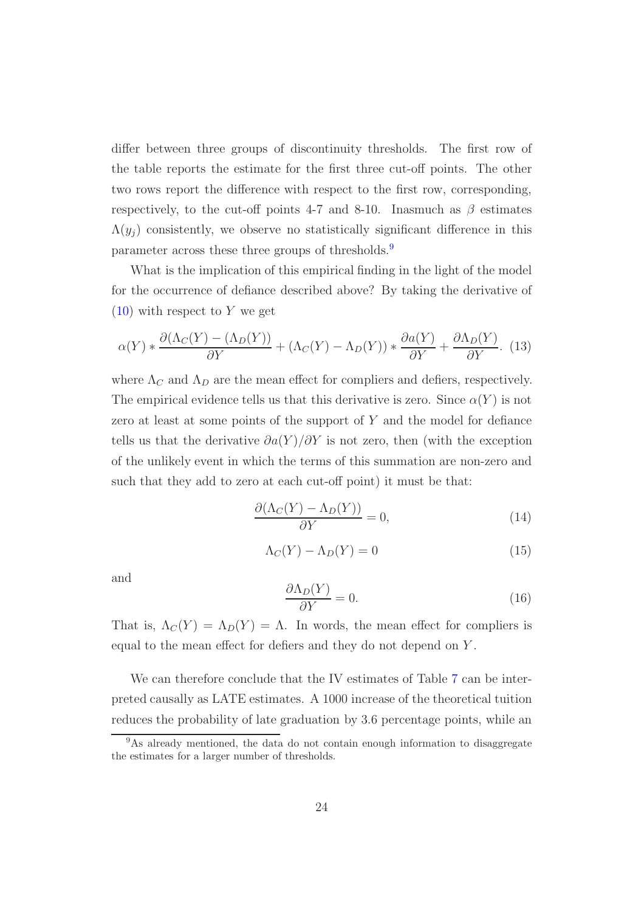differ between three groups of discontinuity thresholds. The first row of the table reports the estimate for the first three cut-off points. The other two rows report the difference with respect to the first row, corresponding, respectively, to the cut-off points 4-7 and 8-10. Inasmuch as $\beta$ estimates $\Lambda(y_j)$ consistently, we observe no statistically significant difference in this parameter across these three groups of thresholds.[9]

What is the implication of this empirical finding in the light of the model for the occurrence of defiance described above? By taking the derivative of (10) with respect to $Y$ we get

$$\alpha(Y) * \frac{\partial(\Lambda_C(Y) - (\Lambda_D(Y))}{\partial Y} + (\Lambda_C(Y) - \Lambda_D(Y)) * \frac{\partial a(Y)}{\partial Y} + \frac{\partial \Lambda_D(Y)}{\partial Y}. \quad (13)$$

where $\Lambda_C$ and $\Lambda_D$ are the mean effect for compliers and defiers, respectively. The empirical evidence tells us that this derivative is zero. Since $\alpha(Y)$ is not zero at least at some points of the support of $Y$ and the model for defiance tells us that the derivative $\partial a(Y)/\partial Y$ is not zero, then (with the exception of the unlikely event in which the terms of this summation are non-zero and such that they add to zero at each cut-off point) it must be that:

$$\frac{\partial(\Lambda_C(Y) - \Lambda_D(Y))}{\partial Y} = 0, \quad (14)$$

$$\Lambda_C(Y) - \Lambda_D(Y) = 0 \quad (15)$$

and

$$\frac{\partial \Lambda_D(Y)}{\partial Y} = 0. \quad (16)$$

That is, $\Lambda_C(Y) = \Lambda_D(Y) = \Lambda$. In words, the mean effect for compliers is equal to the mean effect for defiers and they do not depend on $Y$.

We can therefore conclude that the IV estimates of Table 7 can be interpreted causally as LATE estimates. A 1000 increase of the theoretical tuition reduces the probability of late graduation by 3.6 percentage points, while an

[9] As already mentioned, the data do not contain enough information to disaggregate the estimates for a larger number of thresholds.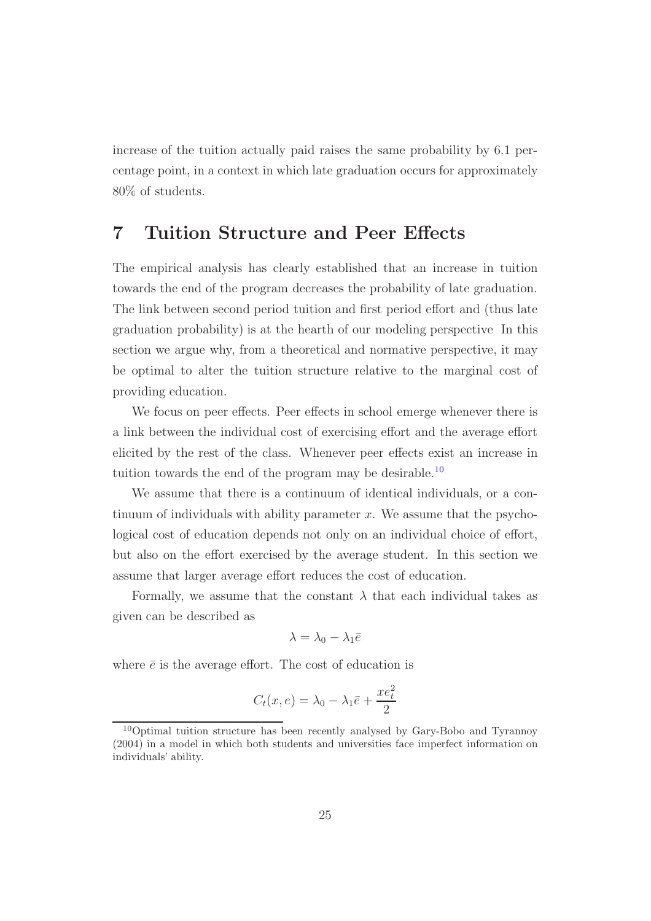increase of the tuition actually paid raises the same probability by 6.1 percentage point, in a context in which late graduation occurs for approximately 80% of students.

# 7 Tuition Structure and Peer Effects

The empirical analysis has clearly established that an increase in tuition towards the end of the program decreases the probability of late graduation. The link between second period tuition and first period effort and (thus late graduation probability) is at the hearth of our modeling perspective In this section we argue why, from a theoretical and normative perspective, it may be optimal to alter the tuition structure relative to the marginal cost of providing education.

We focus on peer effects. Peer effects in school emerge whenever there is a link between the individual cost of exercising effort and the average effort elicited by the rest of the class. Whenever peer effects exist an increase in tuition towards the end of the program may be desirable.[10]

We assume that there is a continuum of identical individuals, or a continuum of individuals with ability parameter $x$. We assume that the psychological cost of education depends not only on an individual choice of effort, but also on the effort exercised by the average student. In this section we assume that larger average effort reduces the cost of education.

Formally, we assume that the constant $\lambda$ that each individual takes as given can be described as

$$\lambda = \lambda_0 - \lambda_1 \bar{e}$$

where $\bar{e}$ is the average effort. The cost of education is

$$C_t(x, e) = \lambda_0 - \lambda_1 \bar{e} + \frac{x e_t^2}{2}$$

[10] Optimal tuition structure has been recently analysed by Gary-Bobo and Tyrannoy (2004) in a model in which both students and universities face imperfect information on individuals' ability.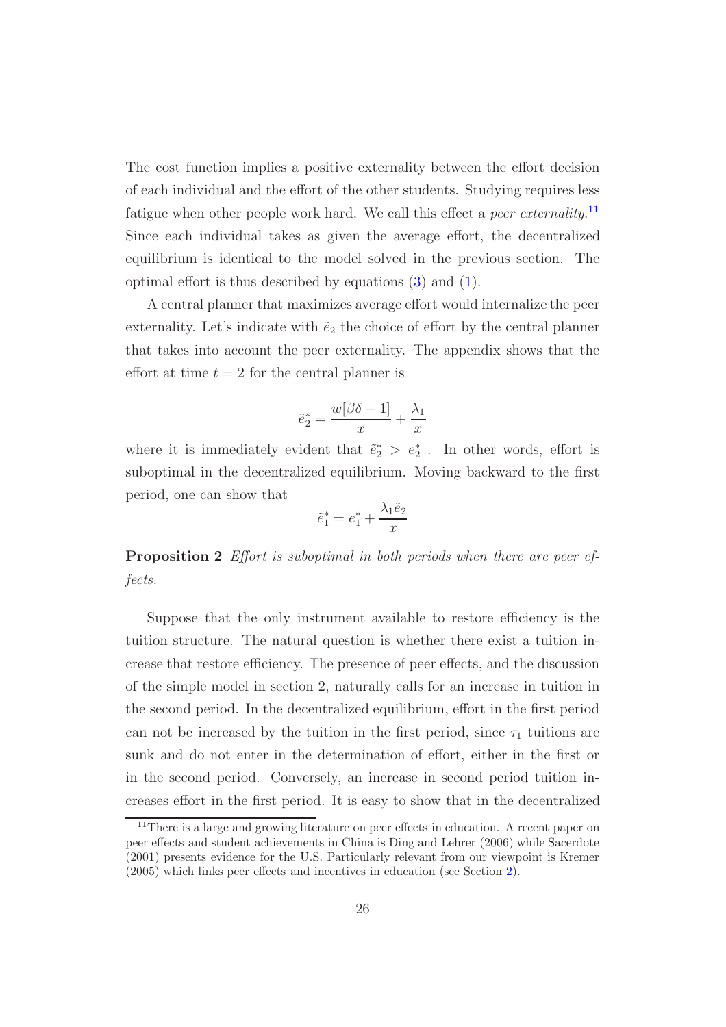The cost function implies a positive externality between the effort decision of each individual and the effort of the other students. Studying requires less fatigue when other people work hard. We call this effect a *peer externality*.[11] Since each individual takes as given the average effort, the decentralized equilibrium is identical to the model solved in the previous section. The optimal effort is thus described by equations (3) and (1).

A central planner that maximizes average effort would internalize the peer externality. Let's indicate with $\tilde{e}_2$ the choice of effort by the central planner that takes into account the peer externality. The appendix shows that the effort at time $t = 2$ for the central planner is

$$\tilde{e}_2^* = \frac{w[\beta\delta - 1]}{x} + \frac{\lambda_1}{x}$$

where it is immediately evident that $\tilde{e}_2^* > e_2^*$ . In other words, effort is suboptimal in the decentralized equilibrium. Moving backward to the first period, one can show that

$$\tilde{e}_1^* = e_1^* + \frac{\lambda_1 \tilde{e}_2}{x}$$

**Proposition 2** *Effort is suboptimal in both periods when there are peer effects.*

Suppose that the only instrument available to restore efficiency is the tuition structure. The natural question is whether there exist a tuition increase that restore efficiency. The presence of peer effects, and the discussion of the simple model in section 2, naturally calls for an increase in tuition in the second period. In the decentralized equilibrium, effort in the first period can not be increased by the tuition in the first period, since $\tau_1$ tuitions are sunk and do not enter in the determination of effort, either in the first or in the second period. Conversely, an increase in second period tuition increases effort in the first period. It is easy to show that in the decentralized

[11] There is a large and growing literature on peer effects in education. A recent paper on peer effects and student achievements in China is Ding and Lehrer (2006) while Sacerdote (2001) presents evidence for the U.S. Particularly relevant from our viewpoint is Kremer (2005) which links peer effects and incentives in education (see Section 2).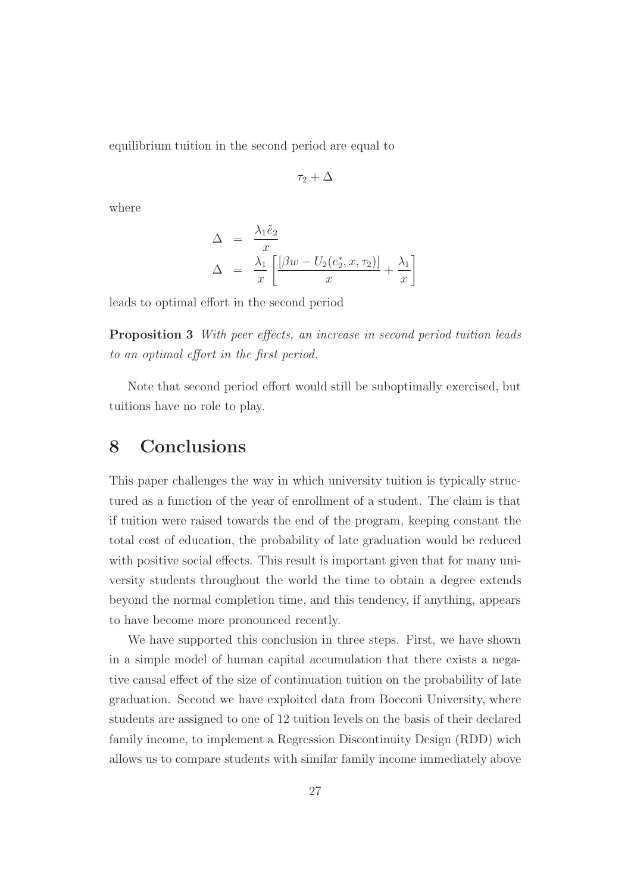equilibrium tuition in the second period are equal to

$$\tau_2 + \Delta$$

where

$$\begin{aligned}
\Delta &= \frac{\lambda_1 \tilde{e}_2}{x} \\
\Delta &= \frac{\lambda_1}{x}\left[\frac{[\beta w - U_2(e_2^*, x, \tau_2)]}{x} + \frac{\lambda_1}{x}\right]
\end{aligned}$$

leads to optimal effort in the second period

**Proposition 3** *With peer effects, an increase in second period tuition leads to an optimal effort in the first period.*

Note that second period effort would still be suboptimally exercised, but tuitions have no role to play.

# 8 Conclusions

This paper challenges the way in which university tuition is typically structured as a function of the year of enrollment of a student. The claim is that if tuition were raised towards the end of the program, keeping constant the total cost of education, the probability of late graduation would be reduced with positive social effects. This result is important given that for many university students throughout the world the time to obtain a degree extends beyond the normal completion time, and this tendency, if anything, appears to have become more pronounced recently.

We have supported this conclusion in three steps. First, we have shown in a simple model of human capital accumulation that there exists a negative causal effect of the size of continuation tuition on the probability of late graduation. Second we have exploited data from Bocconi University, where students are assigned to one of 12 tuition levels on the basis of their declared family income, to implement a Regression Discontinuity Design (RDD) wich allows us to compare students with similar family income immediately above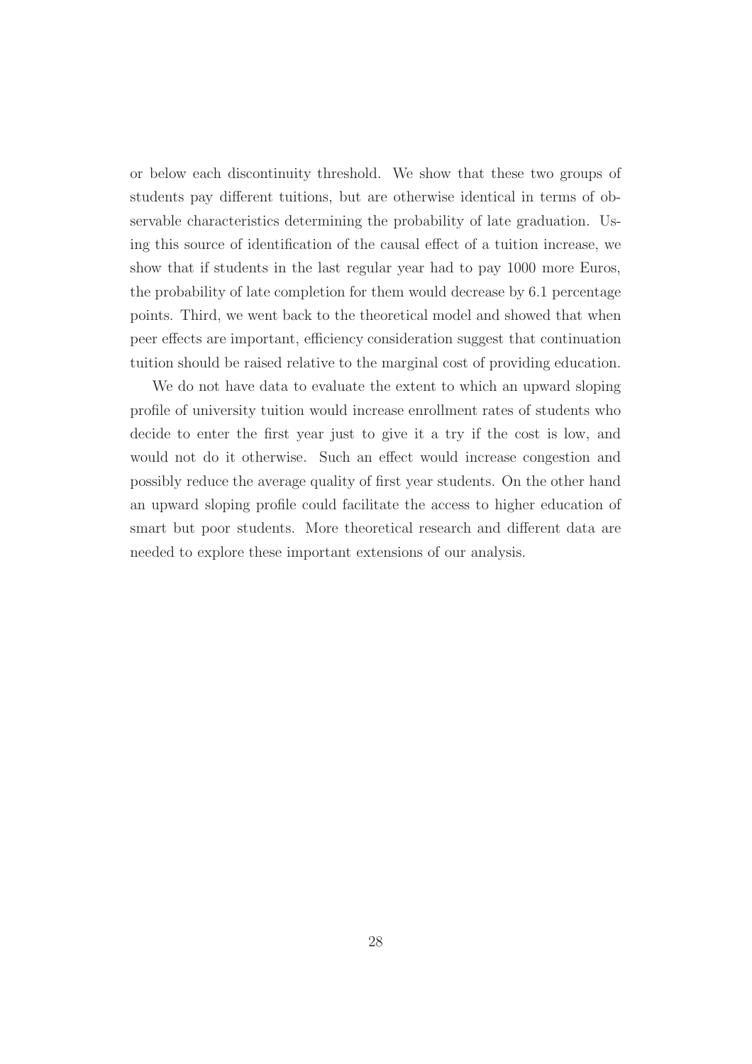or below each discontinuity threshold. We show that these two groups of students pay different tuitions, but are otherwise identical in terms of observable characteristics determining the probability of late graduation. Using this source of identification of the causal effect of a tuition increase, we show that if students in the last regular year had to pay 1000 more Euros, the probability of late completion for them would decrease by 6.1 percentage points. Third, we went back to the theoretical model and showed that when peer effects are important, efficiency consideration suggest that continuation tuition should be raised relative to the marginal cost of providing education.

We do not have data to evaluate the extent to which an upward sloping profile of university tuition would increase enrollment rates of students who decide to enter the first year just to give it a try if the cost is low, and would not do it otherwise. Such an effect would increase congestion and possibly reduce the average quality of first year students. On the other hand an upward sloping profile could facilitate the access to higher education of smart but poor students. More theoretical research and different data are needed to explore these important extensions of our analysis.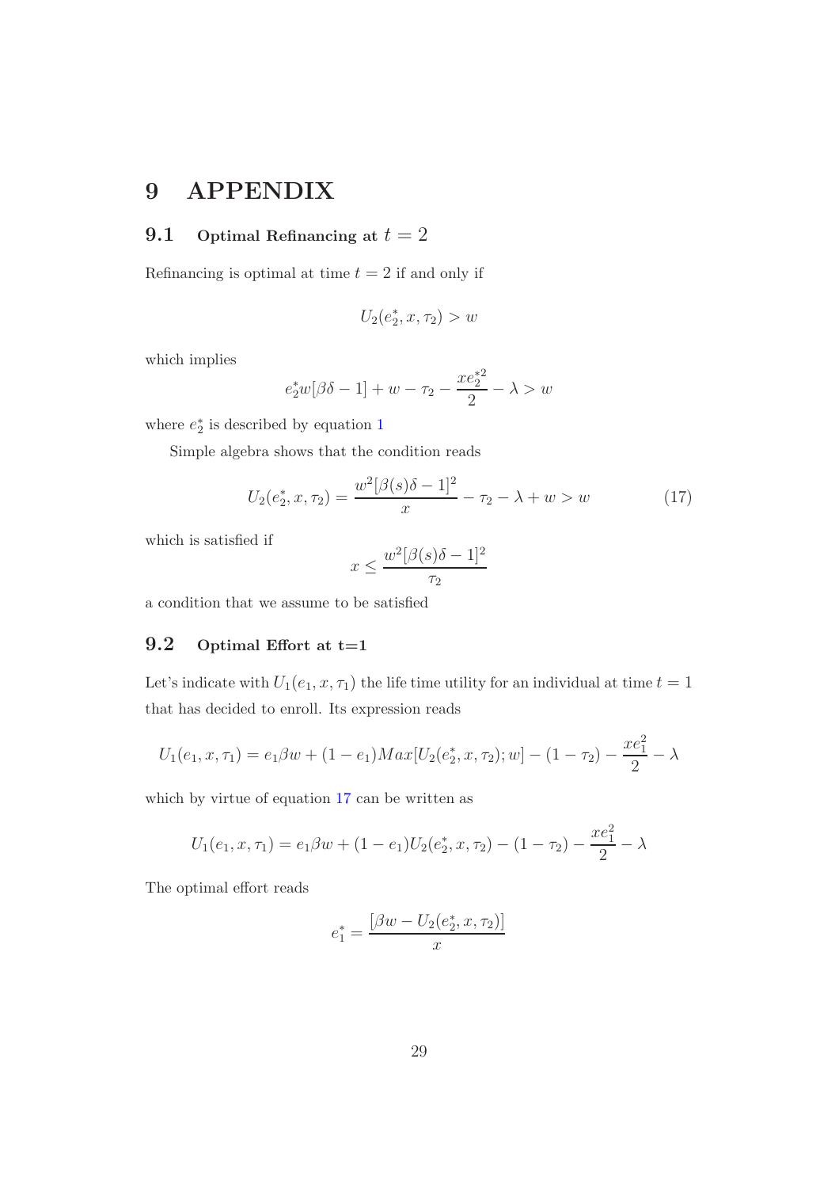# 9 APPENDIX

## 9.1 Optimal Refinancing at $t = 2$

Refinancing is optimal at time $t = 2$ if and only if

$$U_2(e_2^*, x, \tau_2) > w$$

which implies

$$e_2^* w[\beta\delta - 1] + w - \tau_2 - \frac{x e_2^{*2}}{2} - \lambda > w$$

where $e_2^*$ is described by equation 1

Simple algebra shows that the condition reads

$$U_2(e_2^*, x, \tau_2) = \frac{w^2[\beta(s)\delta - 1]^2}{x} - \tau_2 - \lambda + w > w \tag{17}$$

which is satisfied if

$$x \leq \frac{w^2[\beta(s)\delta - 1]^2}{\tau_2}$$

a condition that we assume to be satisfied

## 9.2 Optimal Effort at t=1

Let's indicate with $U_1(e_1, x, \tau_1)$ the life time utility for an individual at time $t = 1$ that has decided to enroll. Its expression reads

$$U_1(e_1, x, \tau_1) = e_1 \beta w + (1 - e_1) Max[U_2(e_2^*, x, \tau_2); w] - (1 - \tau_2) - \frac{x e_1^2}{2} - \lambda$$

which by virtue of equation 17 can be written as

$$U_1(e_1, x, \tau_1) = e_1 \beta w + (1 - e_1) U_2(e_2^*, x, \tau_2) - (1 - \tau_2) - \frac{x e_1^2}{2} - \lambda$$

The optimal effort reads

$$e_1^* = \frac{[\beta w - U_2(e_2^*, x, \tau_2)]}{x}$$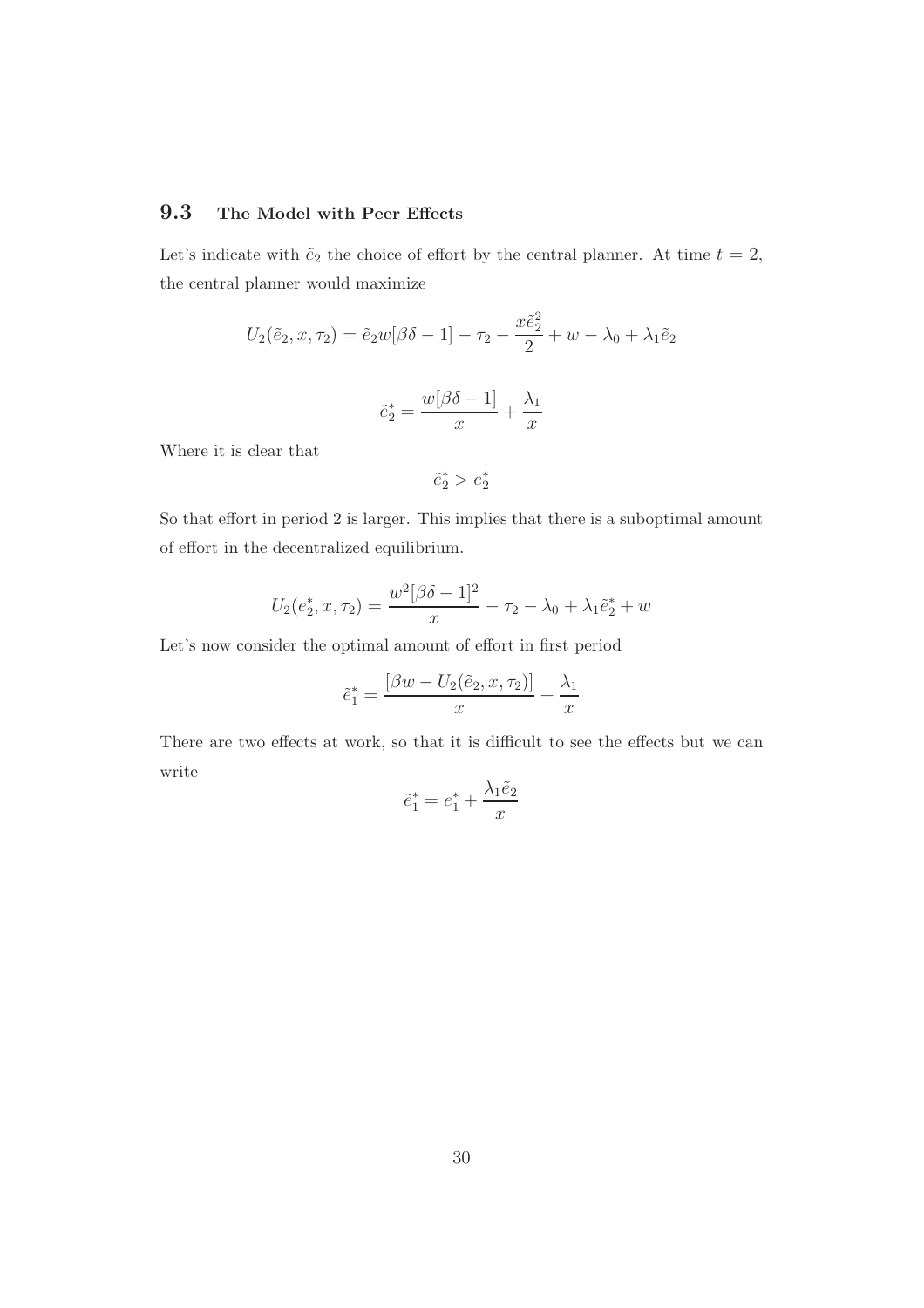## 9.3 The Model with Peer Effects

Let's indicate with $\tilde{e}_2$ the choice of effort by the central planner. At time $t = 2$, the central planner would maximize

$$U_2(\tilde{e}_2, x, \tau_2) = \tilde{e}_2 w[\beta\delta - 1] - \tau_2 - \frac{x\tilde{e}_2^2}{2} + w - \lambda_0 + \lambda_1 \tilde{e}_2$$

$$\tilde{e}_2^* = \frac{w[\beta\delta - 1]}{x} + \frac{\lambda_1}{x}$$

Where it is clear that

$$\tilde{e}_2^* > e_2^*$$

So that effort in period 2 is larger. This implies that there is a suboptimal amount of effort in the decentralized equilibrium.

$$U_2(e_2^*, x, \tau_2) = \frac{w^2[\beta\delta - 1]^2}{x} - \tau_2 - \lambda_0 + \lambda_1 \tilde{e}_2^* + w$$

Let's now consider the optimal amount of effort in first period

$$\tilde{e}_1^* = \frac{[\beta w - U_2(\tilde{e}_2, x, \tau_2)]}{x} + \frac{\lambda_1}{x}$$

There are two effects at work, so that it is difficult to see the effects but we can write

$$\tilde{e}_1^* = e_1^* + \frac{\lambda_1 \tilde{e}_2}{x}$$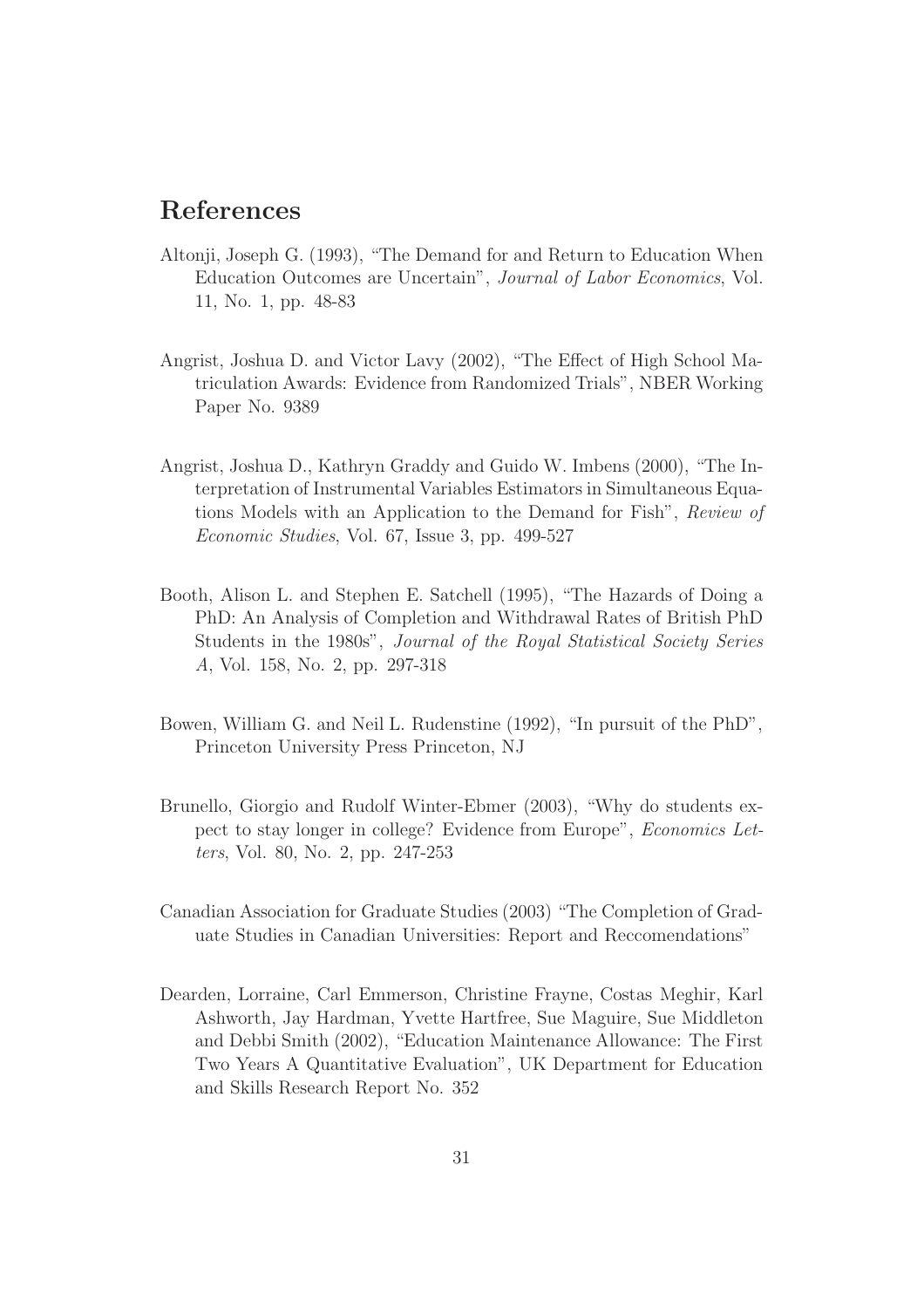# References

Altonji, Joseph G. (1993), "The Demand for and Return to Education When Education Outcomes are Uncertain", *Journal of Labor Economics*, Vol. 11, No. 1, pp. 48-83

Angrist, Joshua D. and Victor Lavy (2002), "The Effect of High School Matriculation Awards: Evidence from Randomized Trials", NBER Working Paper No. 9389

Angrist, Joshua D., Kathryn Graddy and Guido W. Imbens (2000), "The Interpretation of Instrumental Variables Estimators in Simultaneous Equations Models with an Application to the Demand for Fish", *Review of Economic Studies*, Vol. 67, Issue 3, pp. 499-527

Booth, Alison L. and Stephen E. Satchell (1995), "The Hazards of Doing a PhD: An Analysis of Completion and Withdrawal Rates of British PhD Students in the 1980s", *Journal of the Royal Statistical Society Series A*, Vol. 158, No. 2, pp. 297-318

Bowen, William G. and Neil L. Rudenstine (1992), "In pursuit of the PhD", Princeton University Press Princeton, NJ

Brunello, Giorgio and Rudolf Winter-Ebmer (2003), "Why do students expect to stay longer in college? Evidence from Europe", *Economics Letters*, Vol. 80, No. 2, pp. 247-253

Canadian Association for Graduate Studies (2003) "The Completion of Graduate Studies in Canadian Universities: Report and Reccomendations"

Dearden, Lorraine, Carl Emmerson, Christine Frayne, Costas Meghir, Karl Ashworth, Jay Hardman, Yvette Hartfree, Sue Maguire, Sue Middleton and Debbi Smith (2002), "Education Maintenance Allowance: The First Two Years A Quantitative Evaluation", UK Department for Education and Skills Research Report No. 352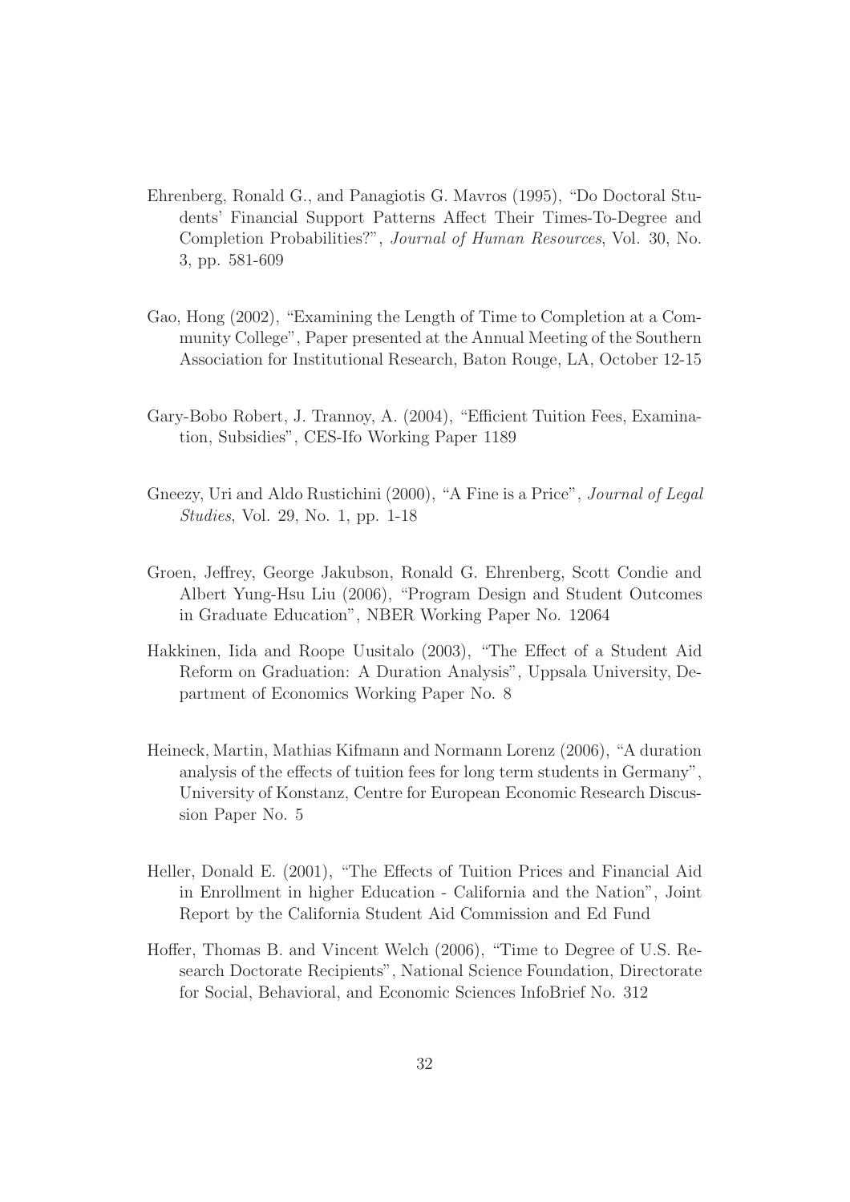Ehrenberg, Ronald G., and Panagiotis G. Mavros (1995), "Do Doctoral Students' Financial Support Patterns Affect Their Times-To-Degree and Completion Probabilities?", *Journal of Human Resources*, Vol. 30, No. 3, pp. 581-609

Gao, Hong (2002), "Examining the Length of Time to Completion at a Community College", Paper presented at the Annual Meeting of the Southern Association for Institutional Research, Baton Rouge, LA, October 12-15

Gary-Bobo Robert, J. Trannoy, A. (2004), "Efficient Tuition Fees, Examination, Subsidies", CES-Ifo Working Paper 1189

Gneezy, Uri and Aldo Rustichini (2000), "A Fine is a Price", *Journal of Legal Studies*, Vol. 29, No. 1, pp. 1-18

Groen, Jeffrey, George Jakubson, Ronald G. Ehrenberg, Scott Condie and Albert Yung-Hsu Liu (2006), "Program Design and Student Outcomes in Graduate Education", NBER Working Paper No. 12064

Hakkinen, Iida and Roope Uusitalo (2003), "The Effect of a Student Aid Reform on Graduation: A Duration Analysis", Uppsala University, Department of Economics Working Paper No. 8

Heineck, Martin, Mathias Kifmann and Normann Lorenz (2006), "A duration analysis of the effects of tuition fees for long term students in Germany", University of Konstanz, Centre for European Economic Research Discussion Paper No. 5

Heller, Donald E. (2001), "The Effects of Tuition Prices and Financial Aid in Enrollment in higher Education - California and the Nation", Joint Report by the California Student Aid Commission and Ed Fund

Hoffer, Thomas B. and Vincent Welch (2006), "Time to Degree of U.S. Research Doctorate Recipients", National Science Foundation, Directorate for Social, Behavioral, and Economic Sciences InfoBrief No. 312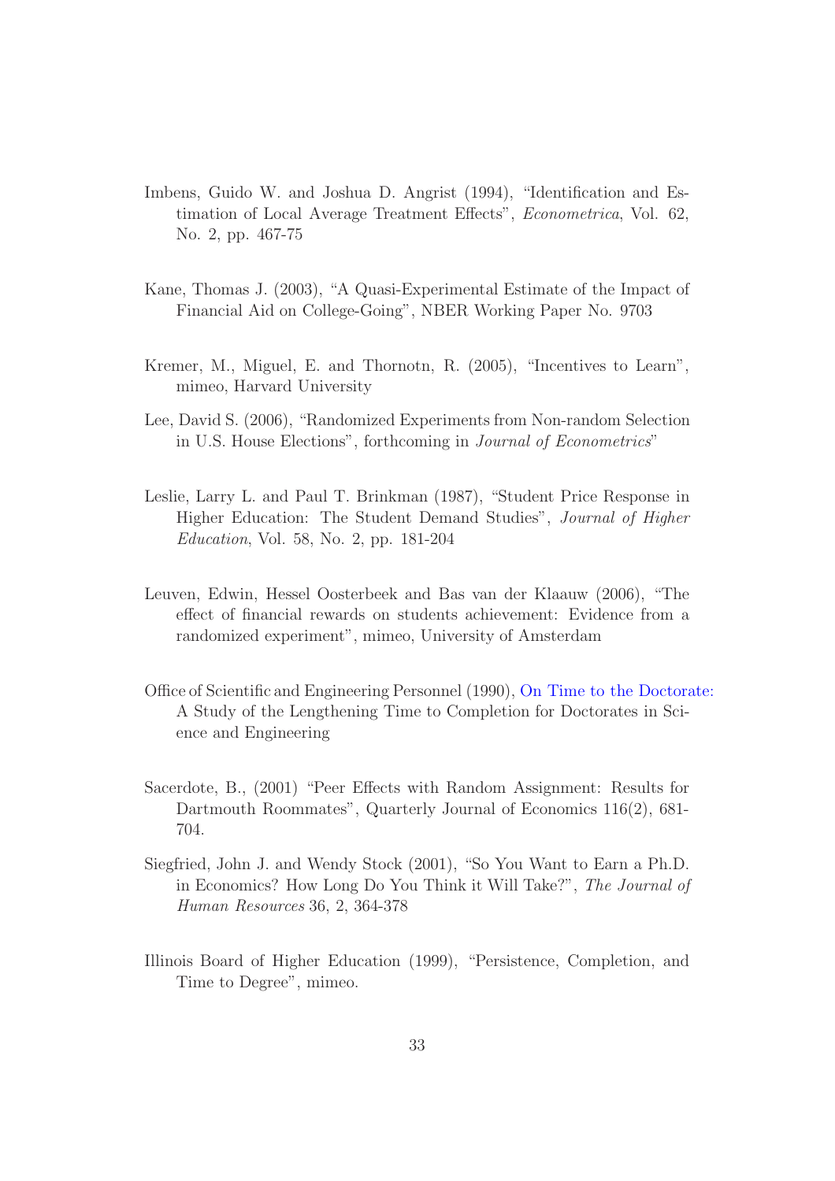Imbens, Guido W. and Joshua D. Angrist (1994), "Identification and Estimation of Local Average Treatment Effects", *Econometrica*, Vol. 62, No. 2, pp. 467-75

Kane, Thomas J. (2003), "A Quasi-Experimental Estimate of the Impact of Financial Aid on College-Going", NBER Working Paper No. 9703

Kremer, M., Miguel, E. and Thornotn, R. (2005), "Incentives to Learn", mimeo, Harvard University

Lee, David S. (2006), "Randomized Experiments from Non-random Selection in U.S. House Elections", forthcoming in *Journal of Econometrics*"

Leslie, Larry L. and Paul T. Brinkman (1987), "Student Price Response in Higher Education: The Student Demand Studies", *Journal of Higher Education*, Vol. 58, No. 2, pp. 181-204

Leuven, Edwin, Hessel Oosterbeek and Bas van der Klaauw (2006), "The effect of financial rewards on students achievement: Evidence from a randomized experiment", mimeo, University of Amsterdam

Office of Scientific and Engineering Personnel (1990), On Time to the Doctorate: A Study of the Lengthening Time to Completion for Doctorates in Science and Engineering

Sacerdote, B., (2001) "Peer Effects with Random Assignment: Results for Dartmouth Roommates", Quarterly Journal of Economics 116(2), 681-704.

Siegfried, John J. and Wendy Stock (2001), "So You Want to Earn a Ph.D. in Economics? How Long Do You Think it Will Take?", *The Journal of Human Resources* 36, 2, 364-378

Illinois Board of Higher Education (1999), "Persistence, Completion, and Time to Degree", mimeo.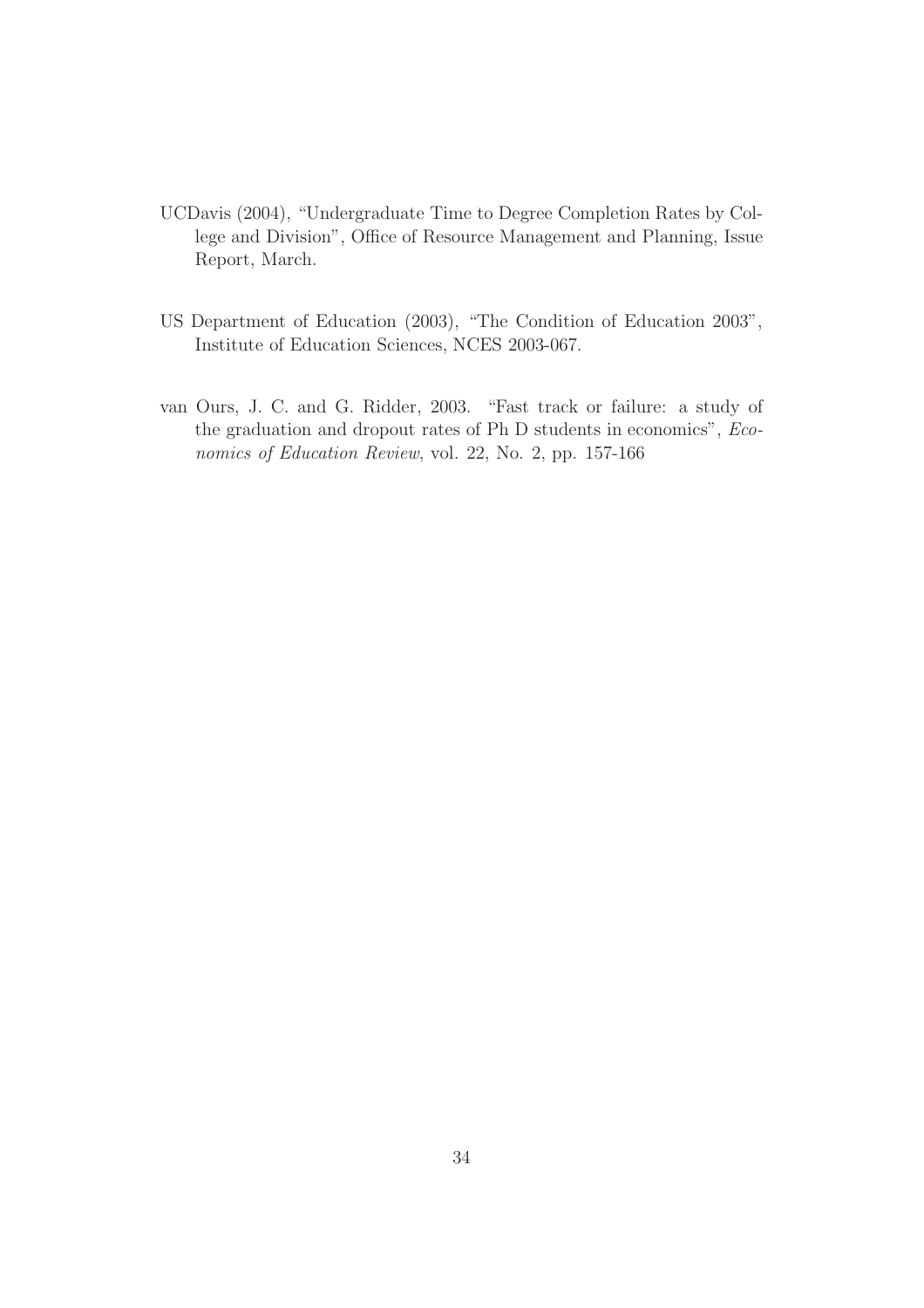UCDavis (2004), "Undergraduate Time to Degree Completion Rates by College and Division", Office of Resource Management and Planning, Issue Report, March.

US Department of Education (2003), "The Condition of Education 2003", Institute of Education Sciences, NCES 2003-067.

van Ours, J. C. and G. Ridder, 2003. "Fast track or failure: a study of the graduation and dropout rates of Ph D students in economics", *Economics of Education Review*, vol. 22, No. 2, pp. 157-166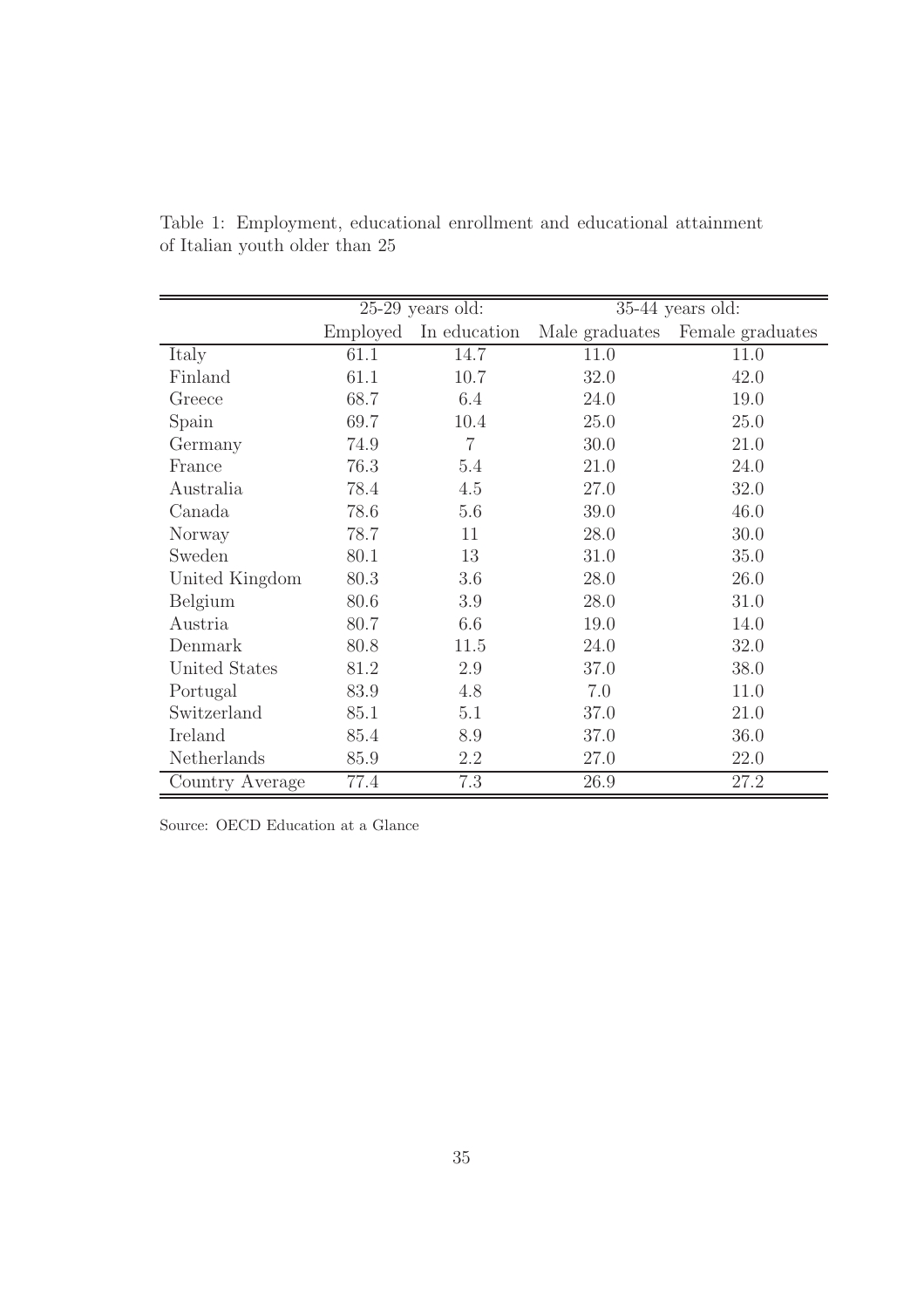Table 1: Employment, educational enrollment and educational attainment of Italian youth older than 25

| | 25-29 years old: | | 35-44 years old: | |
|---|---|---|---|---|
| | Employed | In education | Male graduates | Female graduates |
| Italy | 61.1 | 14.7 | 11.0 | 11.0 |
| Finland | 61.1 | 10.7 | 32.0 | 42.0 |
| Greece | 68.7 | 6.4 | 24.0 | 19.0 |
| Spain | 69.7 | 10.4 | 25.0 | 25.0 |
| Germany | 74.9 | 7 | 30.0 | 21.0 |
| France | 76.3 | 5.4 | 21.0 | 24.0 |
| Australia | 78.4 | 4.5 | 27.0 | 32.0 |
| Canada | 78.6 | 5.6 | 39.0 | 46.0 |
| Norway | 78.7 | 11 | 28.0 | 30.0 |
| Sweden | 80.1 | 13 | 31.0 | 35.0 |
| United Kingdom | 80.3 | 3.6 | 28.0 | 26.0 |
| Belgium | 80.6 | 3.9 | 28.0 | 31.0 |
| Austria | 80.7 | 6.6 | 19.0 | 14.0 |
| Denmark | 80.8 | 11.5 | 24.0 | 32.0 |
| United States | 81.2 | 2.9 | 37.0 | 38.0 |
| Portugal | 83.9 | 4.8 | 7.0 | 11.0 |
| Switzerland | 85.1 | 5.1 | 37.0 | 21.0 |
| Ireland | 85.4 | 8.9 | 37.0 | 36.0 |
| Netherlands | 85.9 | 2.2 | 27.0 | 22.0 |
| Country Average | 77.4 | 7.3 | 26.9 | 27.2 |

Source: OECD Education at a Glance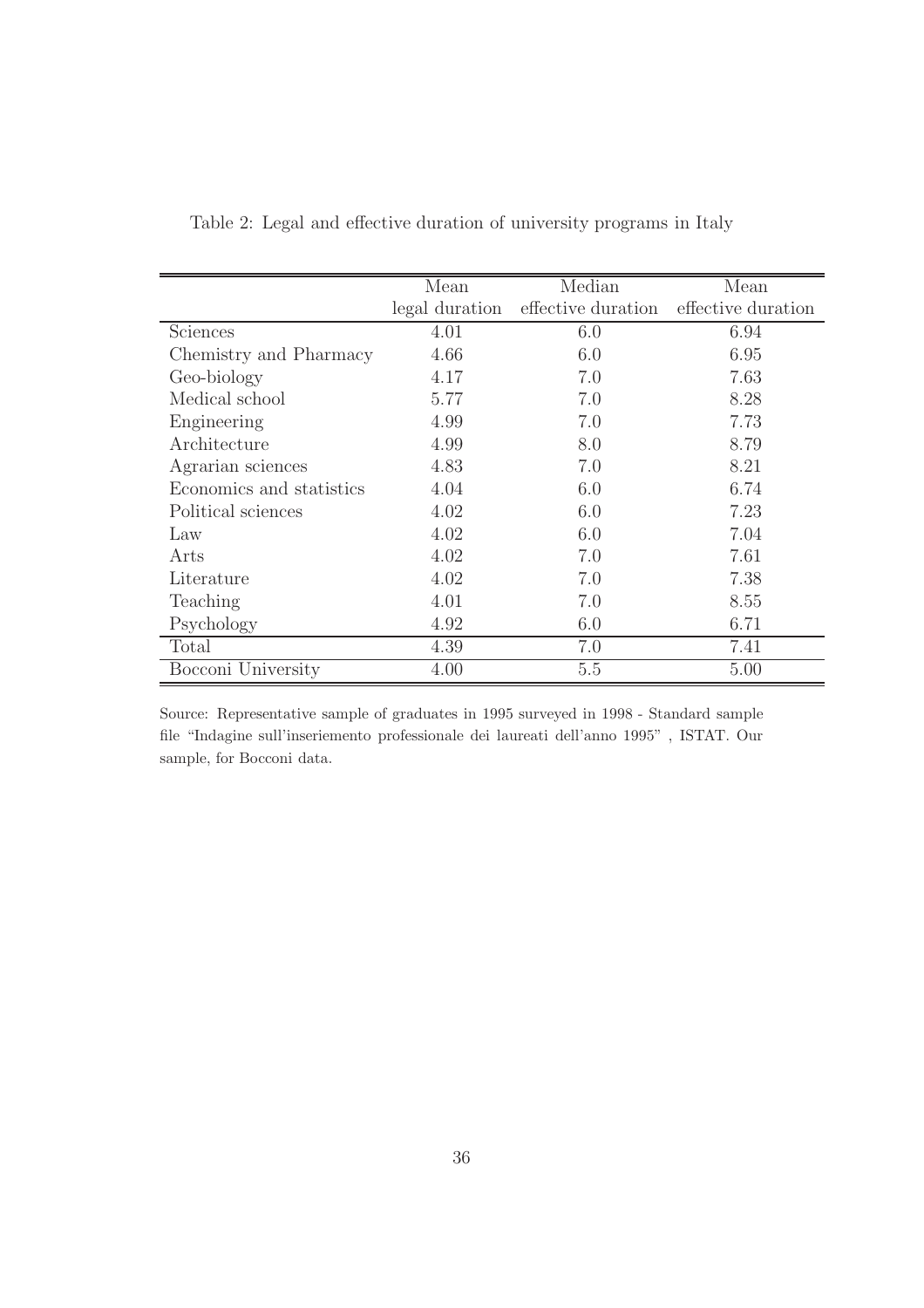Table 2: Legal and effective duration of university programs in Italy

| | Mean legal duration | Median effective duration | Mean effective duration |
|---|---|---|---|
| Sciences | 4.01 | 6.0 | 6.94 |
| Chemistry and Pharmacy | 4.66 | 6.0 | 6.95 |
| Geo-biology | 4.17 | 7.0 | 7.63 |
| Medical school | 5.77 | 7.0 | 8.28 |
| Engineering | 4.99 | 7.0 | 7.73 |
| Architecture | 4.99 | 8.0 | 8.79 |
| Agrarian sciences | 4.83 | 7.0 | 8.21 |
| Economics and statistics | 4.04 | 6.0 | 6.74 |
| Political sciences | 4.02 | 6.0 | 7.23 |
| Law | 4.02 | 6.0 | 7.04 |
| Arts | 4.02 | 7.0 | 7.61 |
| Literature | 4.02 | 7.0 | 7.38 |
| Teaching | 4.01 | 7.0 | 8.55 |
| Psychology | 4.92 | 6.0 | 6.71 |
| Total | 4.39 | 7.0 | 7.41 |
| Bocconi University | 4.00 | 5.5 | 5.00 |

Source: Representative sample of graduates in 1995 surveyed in 1998 - Standard sample file "Indagine sull'inseriemento professionale dei laureati dell'anno 1995" , ISTAT. Our sample, for Bocconi data.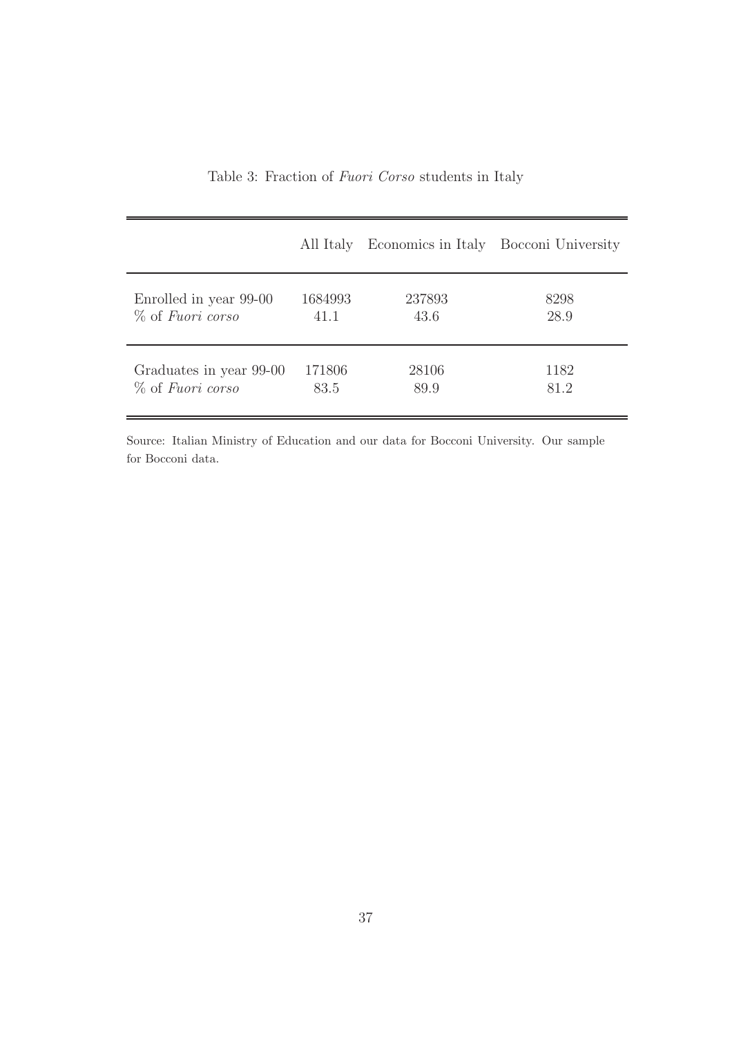Table 3: Fraction of *Fuori Corso* students in Italy

| | All Italy | Economics in Italy | Bocconi University |
|---|---|---|---|
| Enrolled in year 99-00 | 1684993 | 237893 | 8298 |
| % of *Fuori corso* | 41.1 | 43.6 | 28.9 |
| Graduates in year 99-00 | 171806 | 28106 | 1182 |
| % of *Fuori corso* | 83.5 | 89.9 | 81.2 |

Source: Italian Ministry of Education and our data for Bocconi University. Our sample for Bocconi data.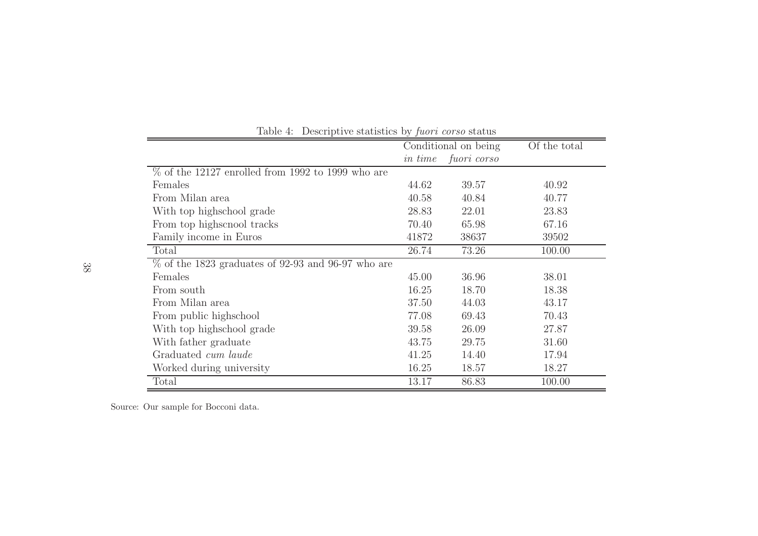Table 4: Descriptive statistics by *fuori corso* status

| | Conditional on being | | Of the total |
|---|---|---|---|
| | *in time* | *fuori corso* | |
| % of the 12127 enrolled from 1992 to 1999 who are | | | |
| Females | 44.62 | 39.57 | 40.92 |
| From Milan area | 40.58 | 40.84 | 40.77 |
| With top highschool grade | 28.83 | 22.01 | 23.83 |
| From top highscnool tracks | 70.40 | 65.98 | 67.16 |
| Family income in Euros | 41872 | 38637 | 39502 |
| Total | 26.74 | 73.26 | 100.00 |
| % of the 1823 graduates of 92-93 and 96-97 who are | | | |
| Females | 45.00 | 36.96 | 38.01 |
| From south | 16.25 | 18.70 | 18.38 |
| From Milan area | 37.50 | 44.03 | 43.17 |
| From public highschool | 77.08 | 69.43 | 70.43 |
| With top highschool grade | 39.58 | 26.09 | 27.87 |
| With father graduate | 43.75 | 29.75 | 31.60 |
| Graduated *cum laude* | 41.25 | 14.40 | 17.94 |
| Worked during university | 16.25 | 18.57 | 18.27 |
| Total | 13.17 | 86.83 | 100.00 |

Source: Our sample for Bocconi data.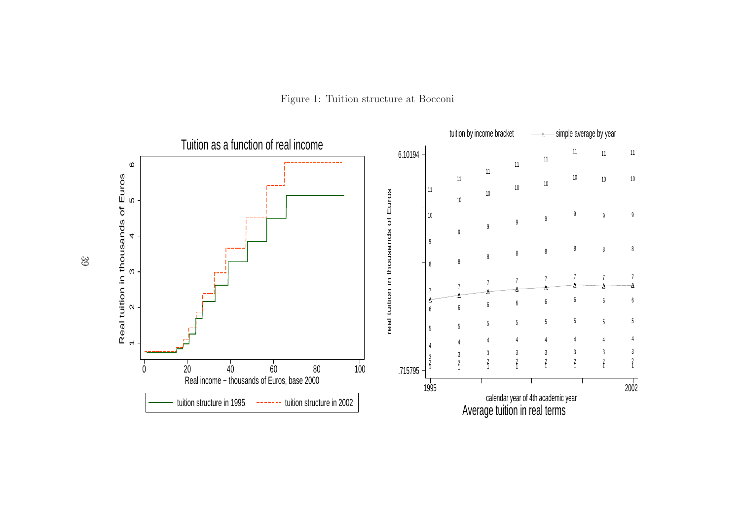Figure 1: Tuition structure at Bocconi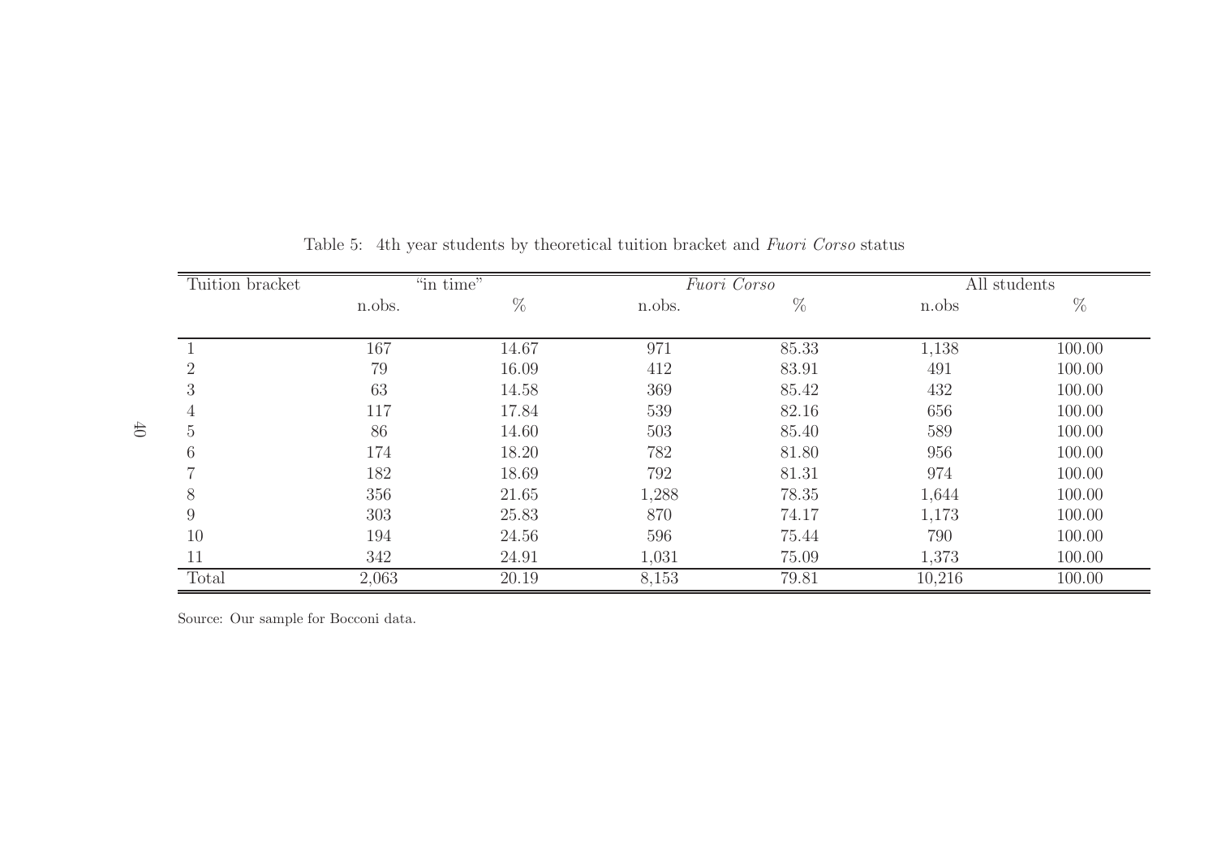Table 5: 4th year students by theoretical tuition bracket and *Fuori Corso* status

| Tuition bracket | "in time" | | *Fuori Corso* | | All students | |
|---|---|---|---|---|---|---|
| | n.obs. | % | n.obs. | % | n.obs | % |
| 1 | 167 | 14.67 | 971 | 85.33 | 1,138 | 100.00 |
| 2 | 79 | 16.09 | 412 | 83.91 | 491 | 100.00 |
| 3 | 63 | 14.58 | 369 | 85.42 | 432 | 100.00 |
| 4 | 117 | 17.84 | 539 | 82.16 | 656 | 100.00 |
| 5 | 86 | 14.60 | 503 | 85.40 | 589 | 100.00 |
| 6 | 174 | 18.20 | 782 | 81.80 | 956 | 100.00 |
| 7 | 182 | 18.69 | 792 | 81.31 | 974 | 100.00 |
| 8 | 356 | 21.65 | 1,288 | 78.35 | 1,644 | 100.00 |
| 9 | 303 | 25.83 | 870 | 74.17 | 1,173 | 100.00 |
| 10 | 194 | 24.56 | 596 | 75.44 | 790 | 100.00 |
| 11 | 342 | 24.91 | 1,031 | 75.09 | 1,373 | 100.00 |
| Total | 2,063 | 20.19 | 8,153 | 79.81 | 10,216 | 100.00 |

Source: Our sample for Bocconi data.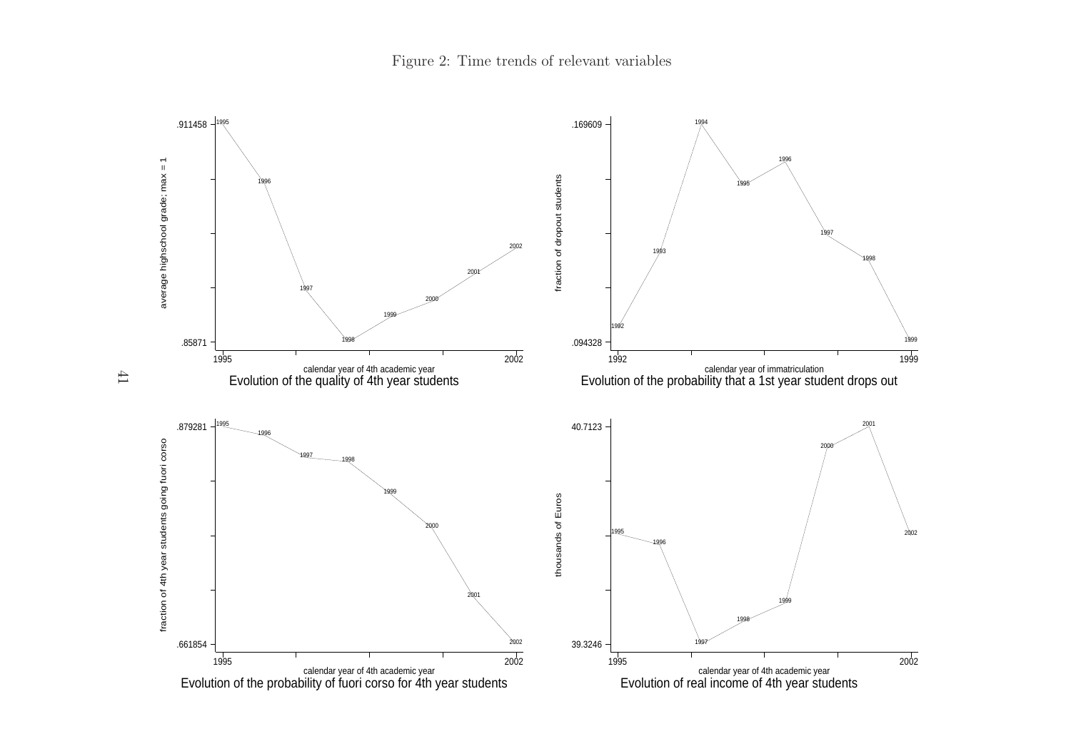Figure 2: Time trends of relevant variables

Evolution of the quality of 4th year students

Evolution of the probability that a 1st year student drops out

Evolution of the probability of fuori corso for 4th year students

Evolution of real income of 4th year students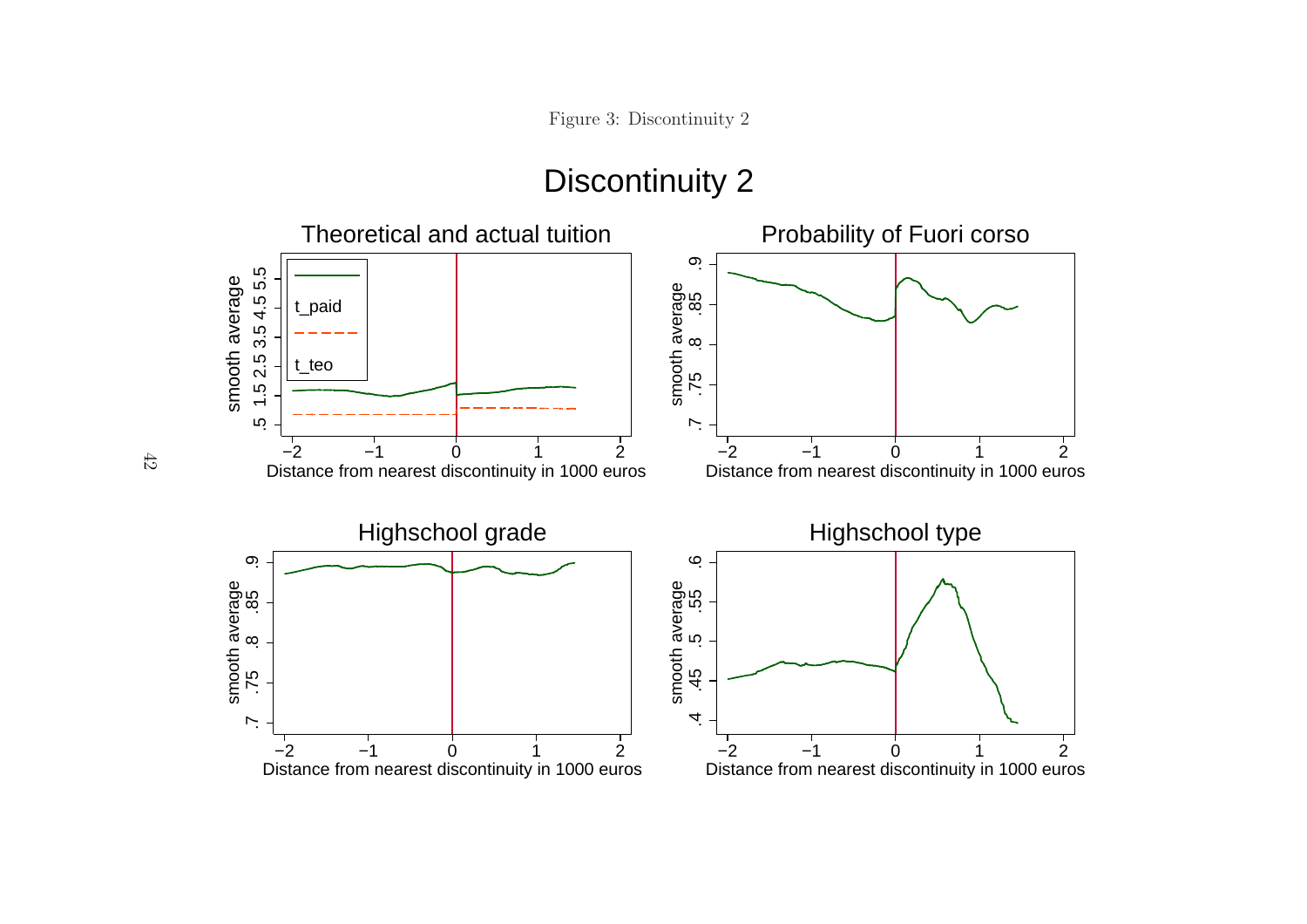Figure 3: Discontinuity 2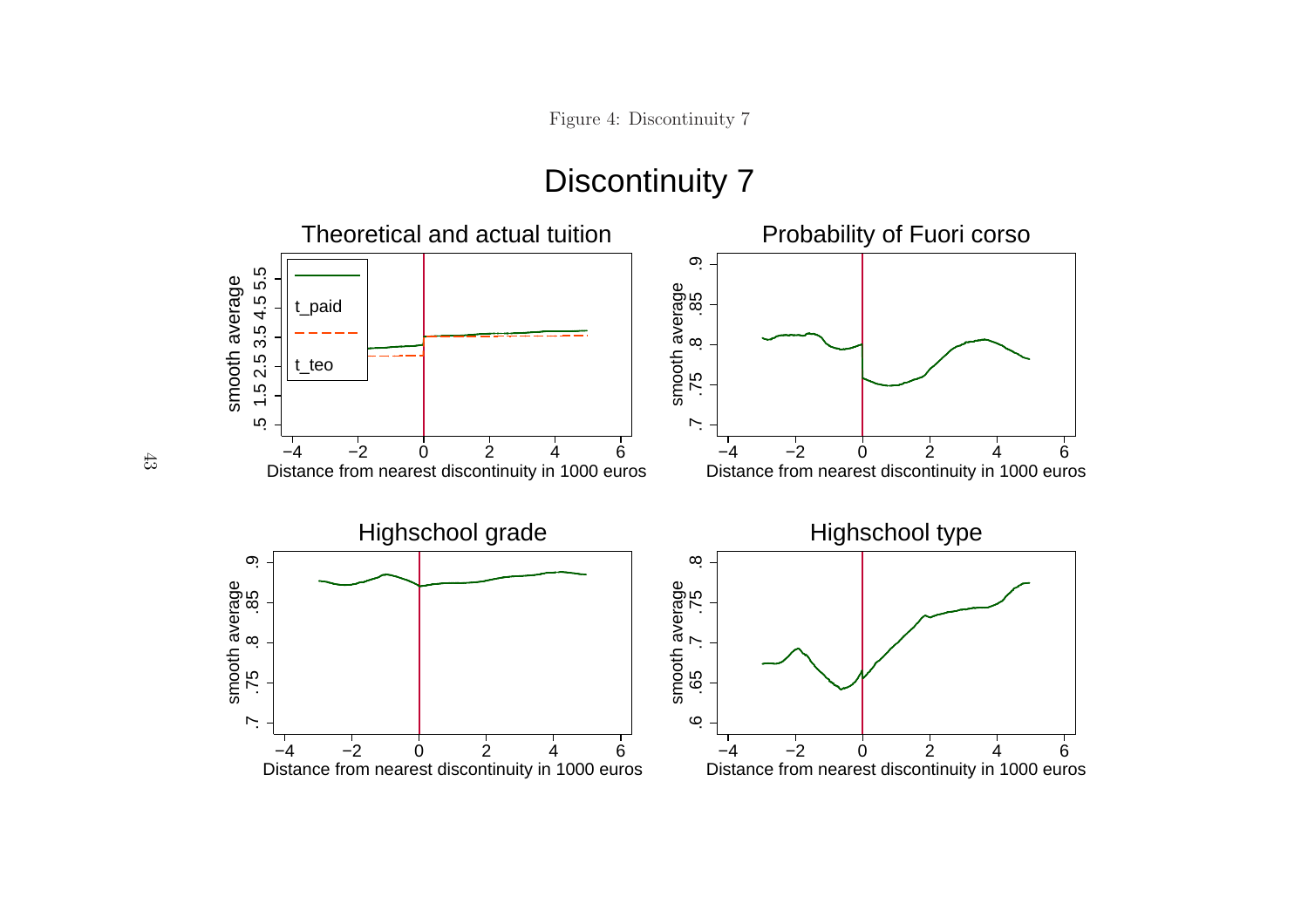Figure 4: Discontinuity 7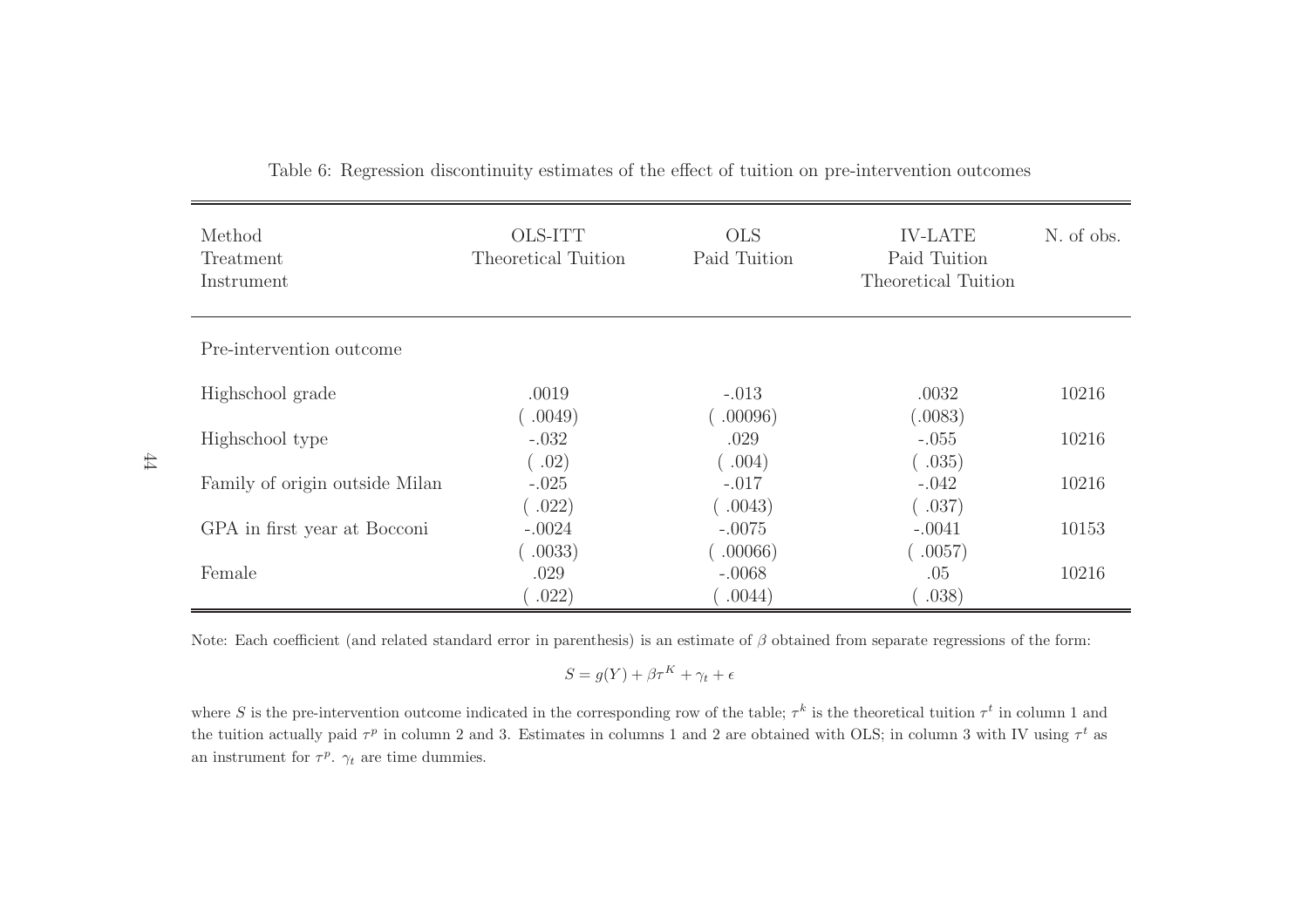Table 6: Regression discontinuity estimates of the effect of tuition on pre-intervention outcomes

| Method<br>Treatment<br>Instrument | OLS-ITT<br>Theoretical Tuition | OLS<br>Paid Tuition | IV-LATE<br>Paid Tuition<br>Theoretical Tuition | N. of obs. |
|---|---|---|---|---|
| Pre-intervention outcome | | | | |
| Highschool grade | .0019 | -.013 | .0032 | 10216 |
| | ( .0049) | ( .00096) | (.0083) | |
| Highschool type | -.032 | .029 | -.055 | 10216 |
| | ( .02) | ( .004) | ( .035) | |
| Family of origin outside Milan | -.025 | -.017 | -.042 | 10216 |
| | ( .022) | ( .0043) | ( .037) | |
| GPA in first year at Bocconi | -.0024 | -.0075 | -.0041 | 10153 |
| | ( .0033) | ( .00066) | ( .0057) | |
| Female | .029 | -.0068 | .05 | 10216 |
| | ( .022) | ( .0044) | ( .038) | |

Note: Each coefficient (and related standard error in parenthesis) is an estimate of $\beta$ obtained from separate regressions of the form:

$$S = g(Y) + \beta\tau^K + \gamma_t + \epsilon$$

where $S$ is the pre-intervention outcome indicated in the corresponding row of the table; $\tau^k$ is the theoretical tuition $\tau^t$ in column 1 and the tuition actually paid $\tau^p$ in column 2 and 3. Estimates in columns 1 and 2 are obtained with OLS; in column 3 with IV using $\tau^t$ as an instrument for $\tau^p$. $\gamma_t$ are time dummies.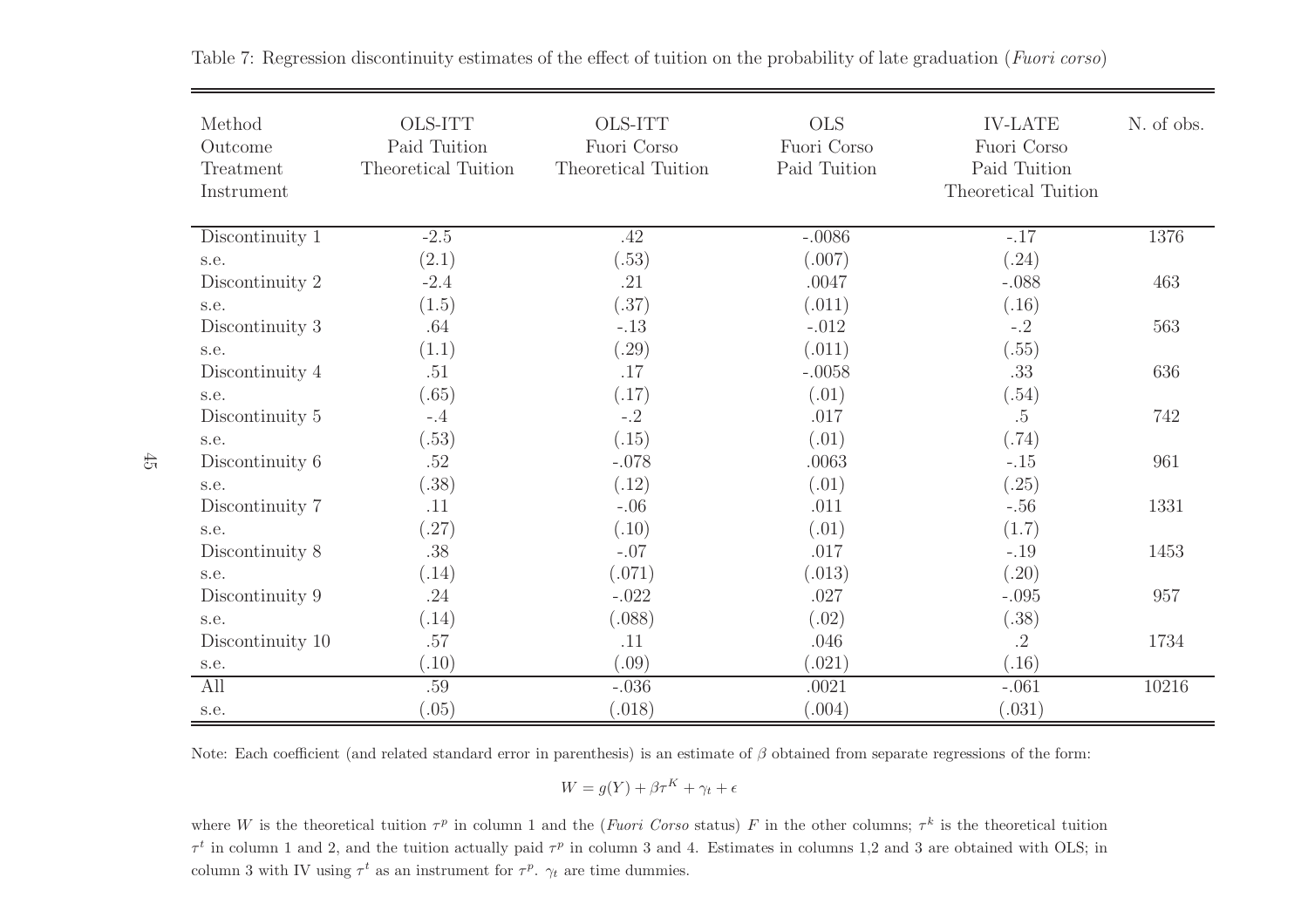Table 7: Regression discontinuity estimates of the effect of tuition on the probability of late graduation (*Fuori corso*)

| Method<br>Outcome<br>Treatment<br>Instrument | OLS-ITT<br>Paid Tuition<br>Theoretical Tuition | OLS-ITT<br>Fuori Corso<br>Theoretical Tuition | OLS<br>Fuori Corso<br>Paid Tuition | IV-LATE<br>Fuori Corso<br>Paid Tuition<br>Theoretical Tuition | N. of obs. |
|---|---|---|---|---|---|
| Discontinuity 1 | -2.5 | .42 | -.0086 | -.17 | 1376 |
| s.e. | (2.1) | (.53) | (.007) | (.24) | |
| Discontinuity 2 | -2.4 | .21 | .0047 | -.088 | 463 |
| s.e. | (1.5) | (.37) | (.011) | (.16) | |
| Discontinuity 3 | .64 | -.13 | -.012 | -.2 | 563 |
| s.e. | (1.1) | (.29) | (.011) | (.55) | |
| Discontinuity 4 | .51 | .17 | -.0058 | .33 | 636 |
| s.e. | (.65) | (.17) | (.01) | (.54) | |
| Discontinuity 5 | -.4 | -.2 | .017 | .5 | 742 |
| s.e. | (.53) | (.15) | (.01) | (.74) | |
| Discontinuity 6 | .52 | -.078 | .0063 | -.15 | 961 |
| s.e. | (.38) | (.12) | (.01) | (.25) | |
| Discontinuity 7 | .11 | -.06 | .011 | -.56 | 1331 |
| s.e. | (.27) | (.10) | (.01) | (1.7) | |
| Discontinuity 8 | .38 | -.07 | .017 | -.19 | 1453 |
| s.e. | (.14) | (.071) | (.013) | (.20) | |
| Discontinuity 9 | .24 | -.022 | .027 | -.095 | 957 |
| s.e. | (.14) | (.088) | (.02) | (.38) | |
| Discontinuity 10 | .57 | .11 | .046 | .2 | 1734 |
| s.e. | (.10) | (.09) | (.021) | (.16) | |
| All | .59 | -.036 | .0021 | -.061 | 10216 |
| s.e. | (.05) | (.018) | (.004) | (.031) | |

Note: Each coefficient (and related standard error in parenthesis) is an estimate of $\beta$ obtained from separate regressions of the form:

$$W = g(Y) + \beta\tau^K + \gamma_t + \epsilon$$

where $W$ is the theoretical tuition $\tau^p$ in column 1 and the (*Fuori Corso* status) $F$ in the other columns; $\tau^k$ is the theoretical tuition $\tau^t$ in column 1 and 2, and the tuition actually paid $\tau^p$ in column 3 and 4. Estimates in columns 1,2 and 3 are obtained with OLS; in column 3 with IV using $\tau^t$ as an instrument for $\tau^p$. $\gamma_t$ are time dummies.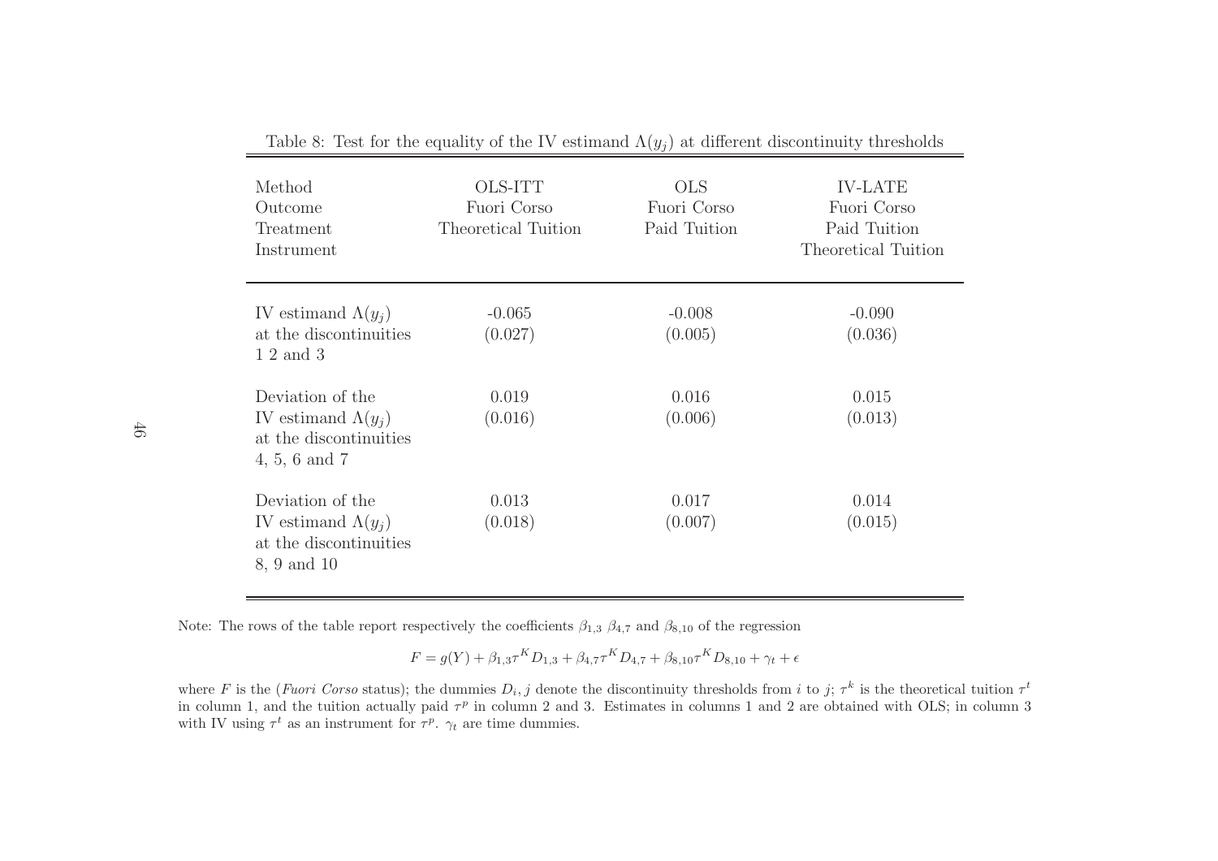Table 8: Test for the equality of the IV estimand $\Lambda(y_j)$ at different discontinuity thresholds

| Method<br>Outcome<br>Treatment<br>Instrument | OLS-ITT<br>Fuori Corso<br>Theoretical Tuition | OLS<br>Fuori Corso<br>Paid Tuition | IV-LATE<br>Fuori Corso<br>Paid Tuition<br>Theoretical Tuition |
|---|---|---|---|
| IV estimand $\Lambda(y_j)$ at the discontinuities 1 2 and 3 | -0.065<br>(0.027) | -0.008<br>(0.005) | -0.090<br>(0.036) |
| Deviation of the IV estimand $\Lambda(y_j)$ at the discontinuities 4, 5, 6 and 7 | 0.019<br>(0.016) | 0.016<br>(0.006) | 0.015<br>(0.013) |
| Deviation of the IV estimand $\Lambda(y_j)$ at the discontinuities 8, 9 and 10 | 0.013<br>(0.018) | 0.017<br>(0.007) | 0.014<br>(0.015) |

Note: The rows of the table report respectively the coefficients $\beta_{1,3}$ $\beta_{4,7}$ and $\beta_{8,10}$ of the regression

$$F = g(Y) + \beta_{1,3}\tau^K D_{1,3} + \beta_{4,7}\tau^K D_{4,7} + \beta_{8,10}\tau^K D_{8,10} + \gamma_t + \epsilon$$

where $F$ is the (*Fuori Corso* status); the dummies $D_i, j$ denote the discontinuity thresholds from $i$ to $j$; $\tau^k$ is the theoretical tuition $\tau^t$ in column 1, and the tuition actually paid $\tau^p$ in column 2 and 3. Estimates in columns 1 and 2 are obtained with OLS; in column 3 with IV using $\tau^t$ as an instrument for $\tau^p$. $\gamma_t$ are time dummies.